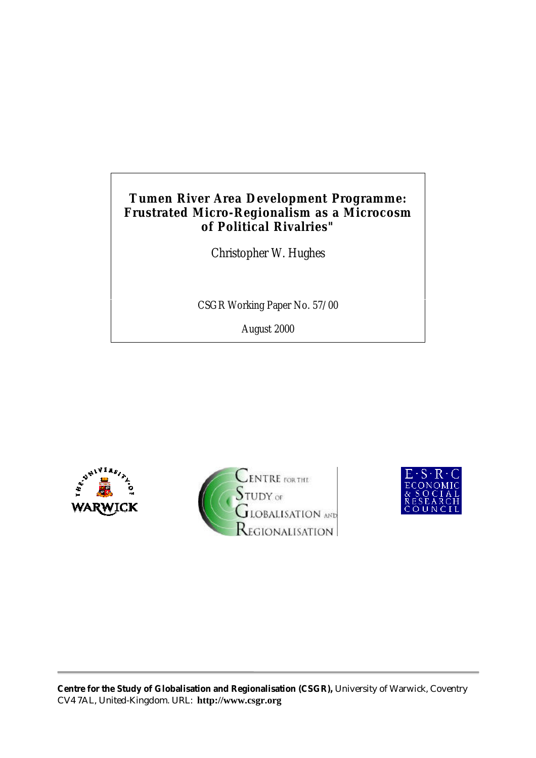# Tumen River Area Development Programme: Frustrated Micro-Regionalism as a Microcosm of Political Rivalries"

Christopher W. Hughes

CSGR Working Paper No. 57/00

August 2000

**Centre for the Study of Globalisation and Regionalisation (CSGR),** University of Warwick, Coventry CV4 7AL, United-Kingdom. URL: **http://www.csgr.org**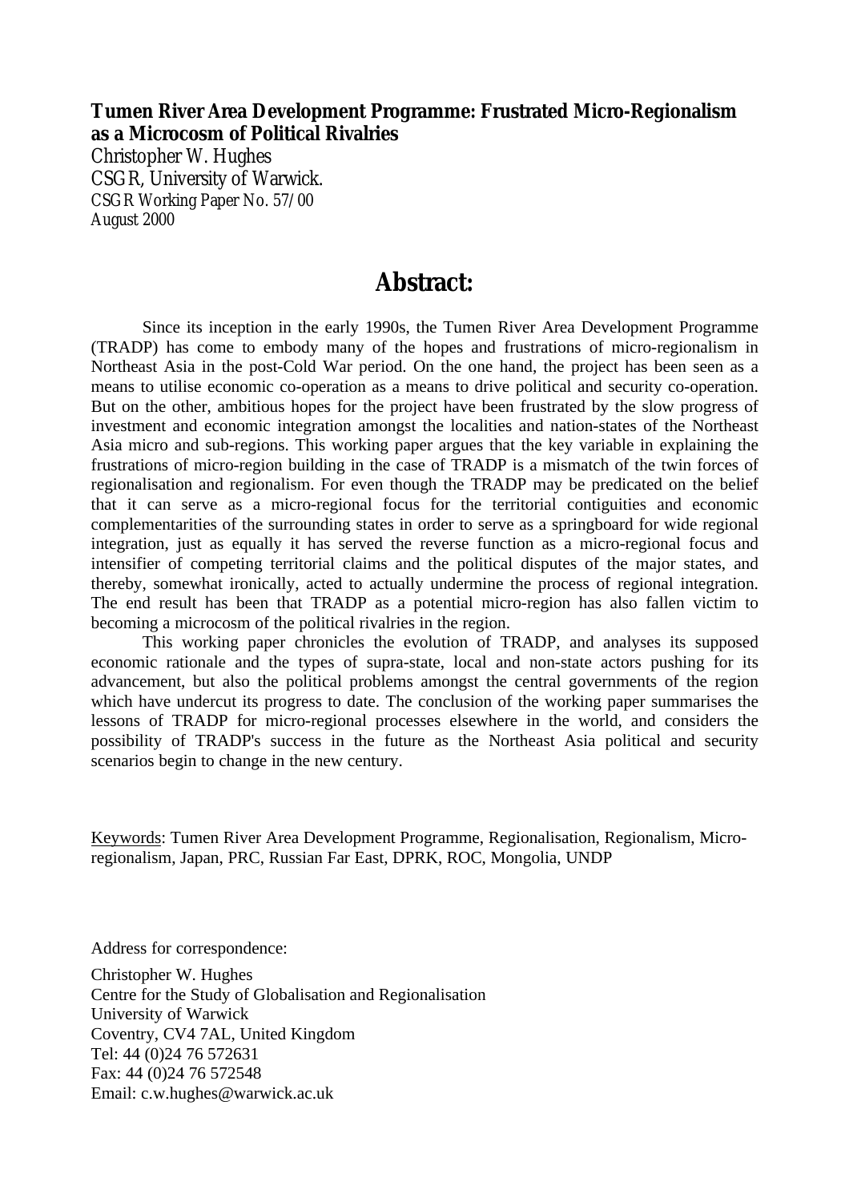**Tumen River Area Development Programme: Frustrated Micro-Regionalism as a Microcosm of Political Rivalries**

Christopher W. Hughes

CSGR, University of Warwick.

CSGR Working Paper No. 57/00

August 2000

# Abstract:

Since its inception in the early 1990s, the Tumen River Area Development Programme (TRADP) has come to embody many of the hopes and frustrations of micro-regionalism in Northeast Asia in the post-Cold War period. On the one hand, the project has been seen as a means to utilise economic co-operation as a means to drive political and security co-operation. But on the other, ambitious hopes for the project have been frustrated by the slow progress of investment and economic integration amongst the localities and nation-states of the Northeast Asia micro and sub-regions. This working paper argues that the key variable in explaining the frustrations of micro-region building in the case of TRADP is a mismatch of the twin forces of regionalisation and regionalism. For even though the TRADP may be predicated on the belief that it can serve as a micro-regional focus for the territorial contiguities and economic complementarities of the surrounding states in order to serve as a springboard for wide regional integration, just as equally it has served the reverse function as a micro-regional focus and intensifier of competing territorial claims and the political disputes of the major states, and thereby, somewhat ironically, acted to actually undermine the process of regional integration. The end result has been that TRADP as a potential micro-region has also fallen victim to becoming a microcosm of the political rivalries in the region.

This working paper chronicles the evolution of TRADP, and analyses its supposed economic rationale and the types of supra-state, local and non-state actors pushing for its advancement, but also the political problems amongst the central governments of the region which have undercut its progress to date. The conclusion of the working paper summarises the lessons of TRADP for micro-regional processes elsewhere in the world, and considers the possibility of TRADP's success in the future as the Northeast Asia political and security scenarios begin to change in the new century.

Keywords: Tumen River Area Development Programme, Regionalisation, Regionalism, Micro-regionalism, Japan, PRC, Russian Far East, DPRK, ROC, Mongolia, UNDP

Address for correspondence:

Christopher W. Hughes
Centre for the Study of Globalisation and Regionalisation
University of Warwick
Coventry, CV4 7AL, United Kingdom
Tel: 44 (0)24 76 572631
Fax: 44 (0)24 76 572548
Email: c.w.hughes@warwick.ac.uk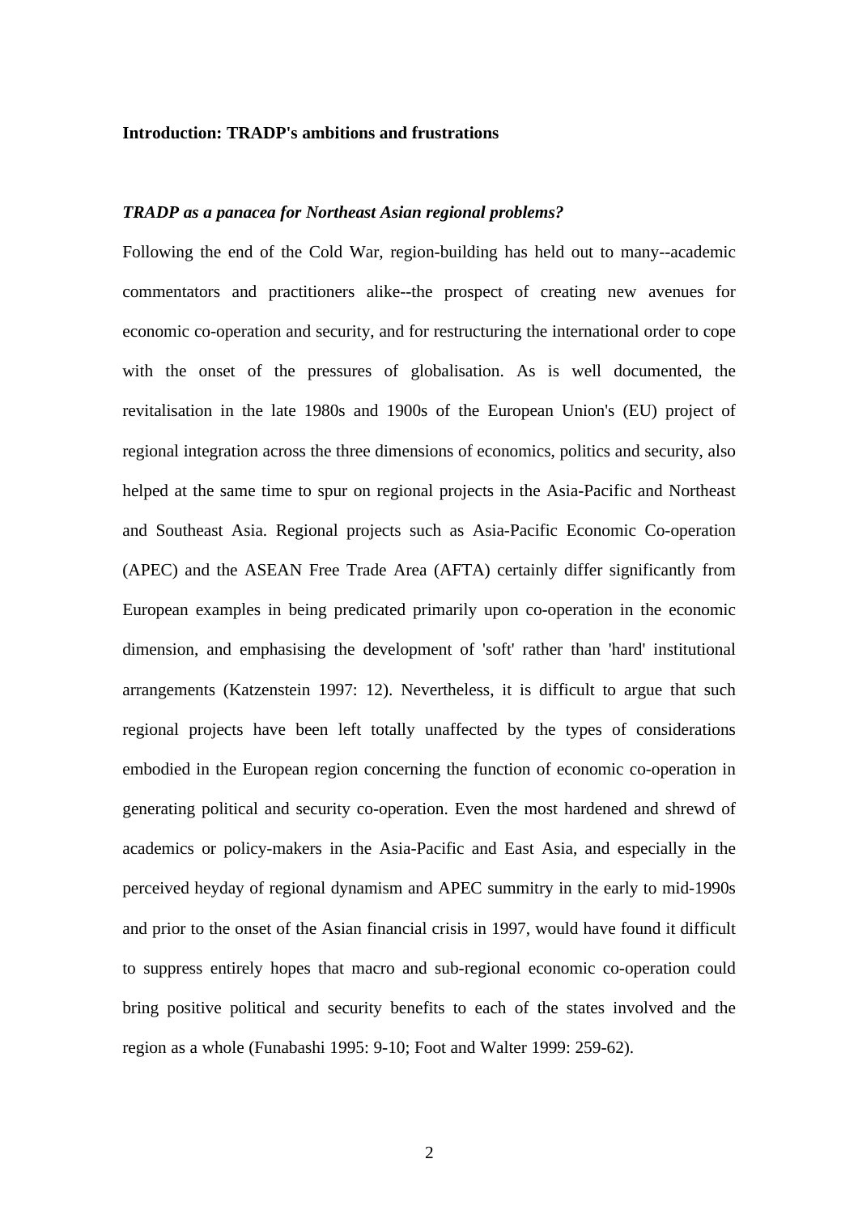**Introduction: TRADP's ambitions and frustrations**

***TRADP as a panacea for Northeast Asian regional problems?***

Following the end of the Cold War, region-building has held out to many--academic commentators and practitioners alike--the prospect of creating new avenues for economic co-operation and security, and for restructuring the international order to cope with the onset of the pressures of globalisation. As is well documented, the revitalisation in the late 1980s and 1900s of the European Union's (EU) project of regional integration across the three dimensions of economics, politics and security, also helped at the same time to spur on regional projects in the Asia-Pacific and Northeast and Southeast Asia. Regional projects such as Asia-Pacific Economic Co-operation (APEC) and the ASEAN Free Trade Area (AFTA) certainly differ significantly from European examples in being predicated primarily upon co-operation in the economic dimension, and emphasising the development of 'soft' rather than 'hard' institutional arrangements (Katzenstein 1997: 12). Nevertheless, it is difficult to argue that such regional projects have been left totally unaffected by the types of considerations embodied in the European region concerning the function of economic co-operation in generating political and security co-operation. Even the most hardened and shrewd of academics or policy-makers in the Asia-Pacific and East Asia, and especially in the perceived heyday of regional dynamism and APEC summitry in the early to mid-1990s and prior to the onset of the Asian financial crisis in 1997, would have found it difficult to suppress entirely hopes that macro and sub-regional economic co-operation could bring positive political and security benefits to each of the states involved and the region as a whole (Funabashi 1995: 9-10; Foot and Walter 1999: 259-62).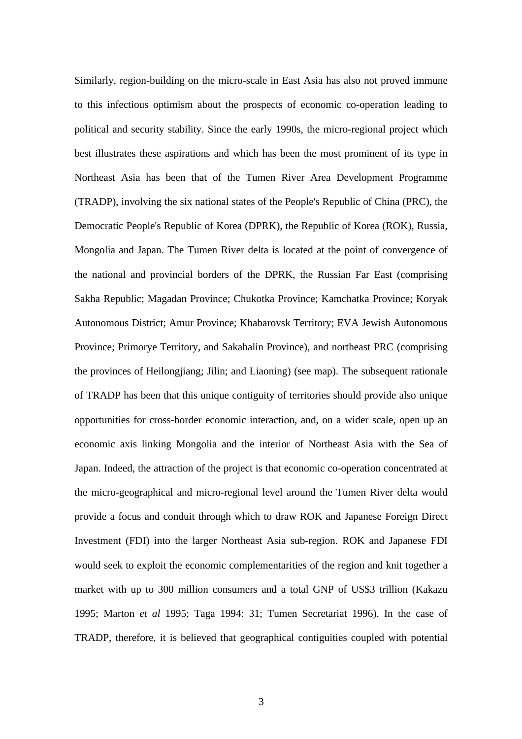Similarly, region-building on the micro-scale in East Asia has also not proved immune to this infectious optimism about the prospects of economic co-operation leading to political and security stability. Since the early 1990s, the micro-regional project which best illustrates these aspirations and which has been the most prominent of its type in Northeast Asia has been that of the Tumen River Area Development Programme (TRADP), involving the six national states of the People's Republic of China (PRC), the Democratic People's Republic of Korea (DPRK), the Republic of Korea (ROK), Russia, Mongolia and Japan. The Tumen River delta is located at the point of convergence of the national and provincial borders of the DPRK, the Russian Far East (comprising Sakha Republic; Magadan Province; Chukotka Province; Kamchatka Province; Koryak Autonomous District; Amur Province; Khabarovsk Territory; EVA Jewish Autonomous Province; Primorye Territory, and Sakahalin Province), and northeast PRC (comprising the provinces of Heilongjiang; Jilin; and Liaoning) (see map). The subsequent rationale of TRADP has been that this unique contiguity of territories should provide also unique opportunities for cross-border economic interaction, and, on a wider scale, open up an economic axis linking Mongolia and the interior of Northeast Asia with the Sea of Japan. Indeed, the attraction of the project is that economic co-operation concentrated at the micro-geographical and micro-regional level around the Tumen River delta would provide a focus and conduit through which to draw ROK and Japanese Foreign Direct Investment (FDI) into the larger Northeast Asia sub-region. ROK and Japanese FDI would seek to exploit the economic complementarities of the region and knit together a market with up to 300 million consumers and a total GNP of US$3 trillion (Kakazu 1995; Marton *et al* 1995; Taga 1994: 31; Tumen Secretariat 1996). In the case of TRADP, therefore, it is believed that geographical contiguities coupled with potential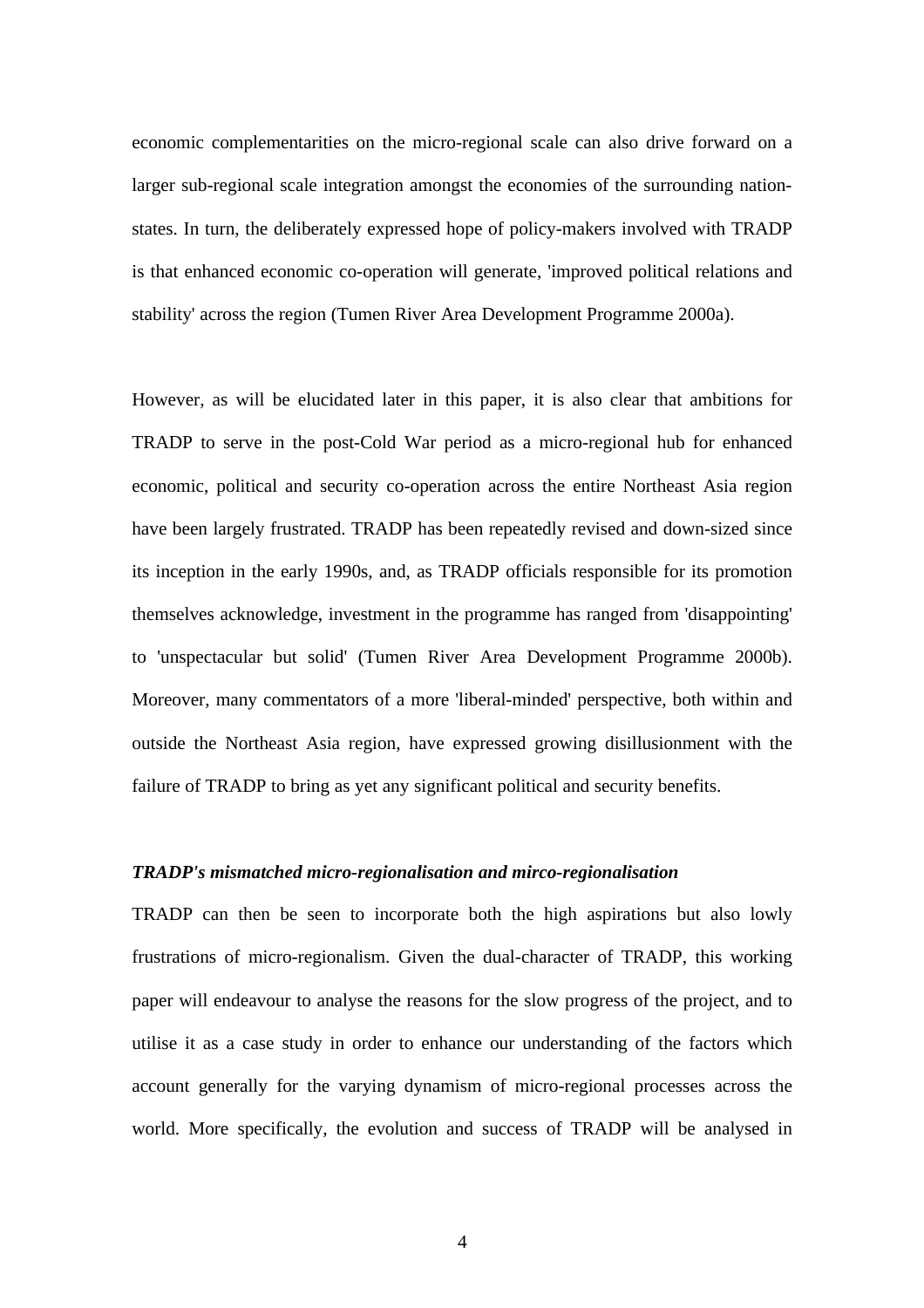economic complementarities on the micro-regional scale can also drive forward on a larger sub-regional scale integration amongst the economies of the surrounding nation-states. In turn, the deliberately expressed hope of policy-makers involved with TRADP is that enhanced economic co-operation will generate, 'improved political relations and stability' across the region (Tumen River Area Development Programme 2000a).

However, as will be elucidated later in this paper, it is also clear that ambitions for TRADP to serve in the post-Cold War period as a micro-regional hub for enhanced economic, political and security co-operation across the entire Northeast Asia region have been largely frustrated. TRADP has been repeatedly revised and down-sized since its inception in the early 1990s, and, as TRADP officials responsible for its promotion themselves acknowledge, investment in the programme has ranged from 'disappointing' to 'unspectacular but solid' (Tumen River Area Development Programme 2000b). Moreover, many commentators of a more 'liberal-minded' perspective, both within and outside the Northeast Asia region, have expressed growing disillusionment with the failure of TRADP to bring as yet any significant political and security benefits.

***TRADP's mismatched micro-regionalisation and mirco-regionalisation***

TRADP can then be seen to incorporate both the high aspirations but also lowly frustrations of micro-regionalism. Given the dual-character of TRADP, this working paper will endeavour to analyse the reasons for the slow progress of the project, and to utilise it as a case study in order to enhance our understanding of the factors which account generally for the varying dynamism of micro-regional processes across the world. More specifically, the evolution and success of TRADP will be analysed in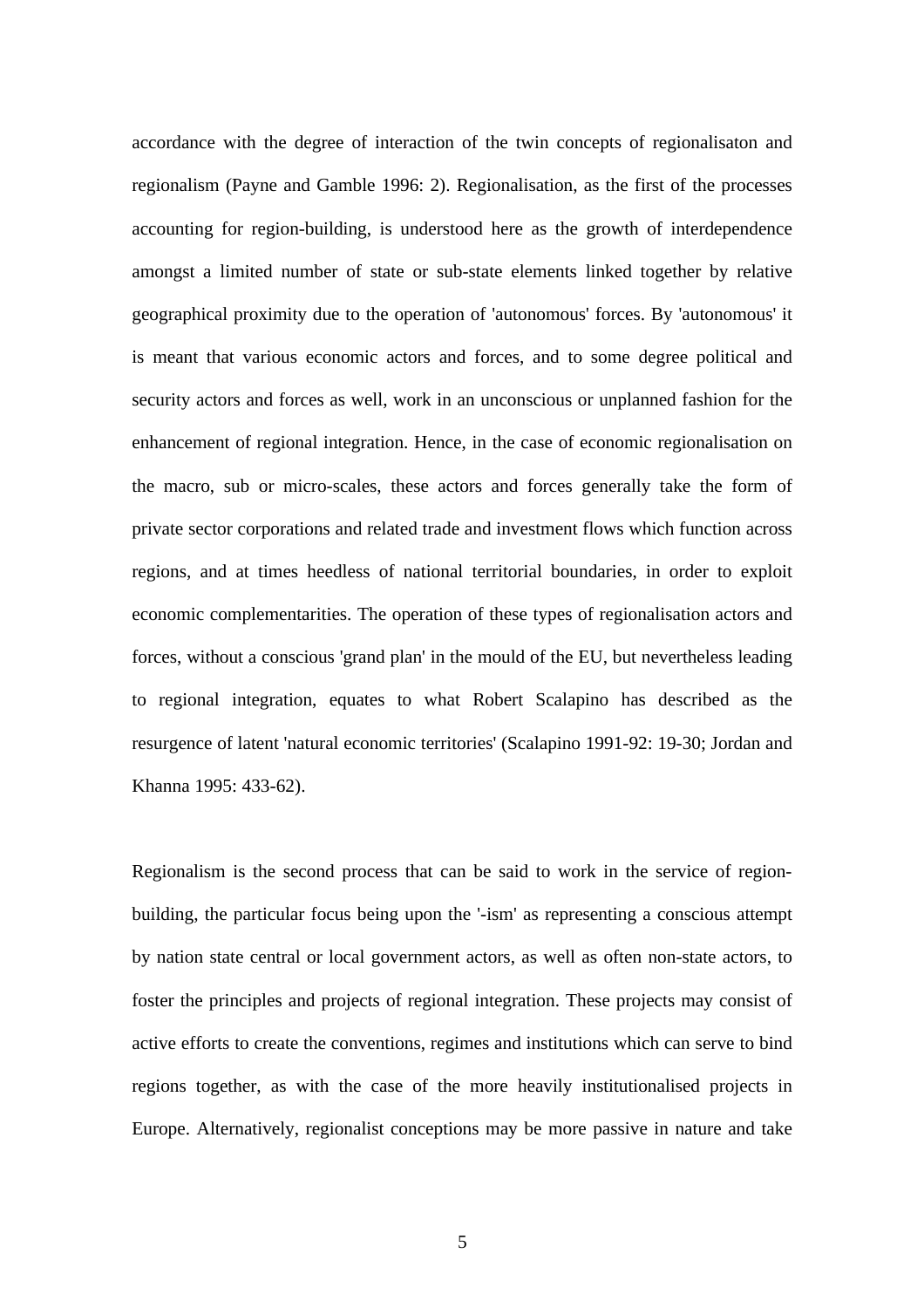accordance with the degree of interaction of the twin concepts of regionalisaton and regionalism (Payne and Gamble 1996: 2). Regionalisation, as the first of the processes accounting for region-building, is understood here as the growth of interdependence amongst a limited number of state or sub-state elements linked together by relative geographical proximity due to the operation of 'autonomous' forces. By 'autonomous' it is meant that various economic actors and forces, and to some degree political and security actors and forces as well, work in an unconscious or unplanned fashion for the enhancement of regional integration. Hence, in the case of economic regionalisation on the macro, sub or micro-scales, these actors and forces generally take the form of private sector corporations and related trade and investment flows which function across regions, and at times heedless of national territorial boundaries, in order to exploit economic complementarities. The operation of these types of regionalisation actors and forces, without a conscious 'grand plan' in the mould of the EU, but nevertheless leading to regional integration, equates to what Robert Scalapino has described as the resurgence of latent 'natural economic territories' (Scalapino 1991-92: 19-30; Jordan and Khanna 1995: 433-62).

Regionalism is the second process that can be said to work in the service of region-building, the particular focus being upon the '-ism' as representing a conscious attempt by nation state central or local government actors, as well as often non-state actors, to foster the principles and projects of regional integration. These projects may consist of active efforts to create the conventions, regimes and institutions which can serve to bind regions together, as with the case of the more heavily institutionalised projects in Europe. Alternatively, regionalist conceptions may be more passive in nature and take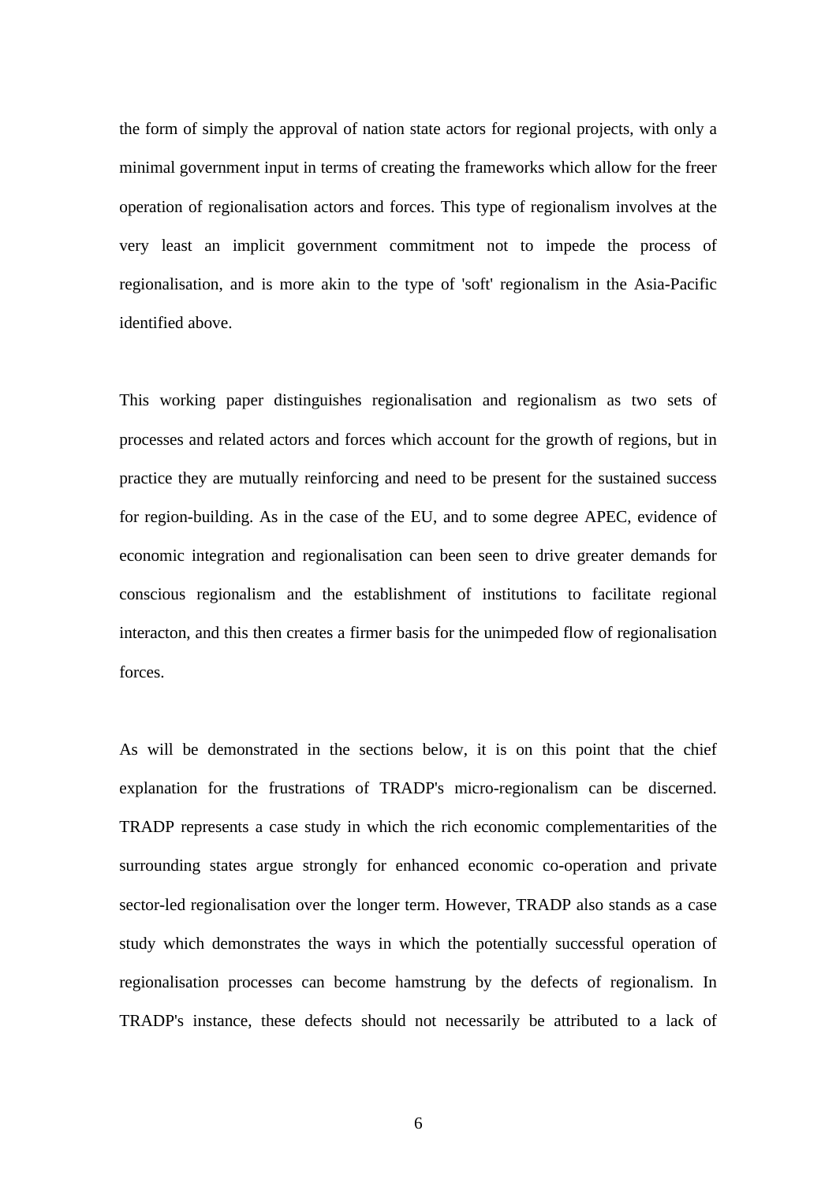the form of simply the approval of nation state actors for regional projects, with only a minimal government input in terms of creating the frameworks which allow for the freer operation of regionalisation actors and forces. This type of regionalism involves at the very least an implicit government commitment not to impede the process of regionalisation, and is more akin to the type of 'soft' regionalism in the Asia-Pacific identified above.

This working paper distinguishes regionalisation and regionalism as two sets of processes and related actors and forces which account for the growth of regions, but in practice they are mutually reinforcing and need to be present for the sustained success for region-building. As in the case of the EU, and to some degree APEC, evidence of economic integration and regionalisation can been seen to drive greater demands for conscious regionalism and the establishment of institutions to facilitate regional interacton, and this then creates a firmer basis for the unimpeded flow of regionalisation forces.

As will be demonstrated in the sections below, it is on this point that the chief explanation for the frustrations of TRADP's micro-regionalism can be discerned. TRADP represents a case study in which the rich economic complementarities of the surrounding states argue strongly for enhanced economic co-operation and private sector-led regionalisation over the longer term. However, TRADP also stands as a case study which demonstrates the ways in which the potentially successful operation of regionalisation processes can become hamstrung by the defects of regionalism. In TRADP's instance, these defects should not necessarily be attributed to a lack of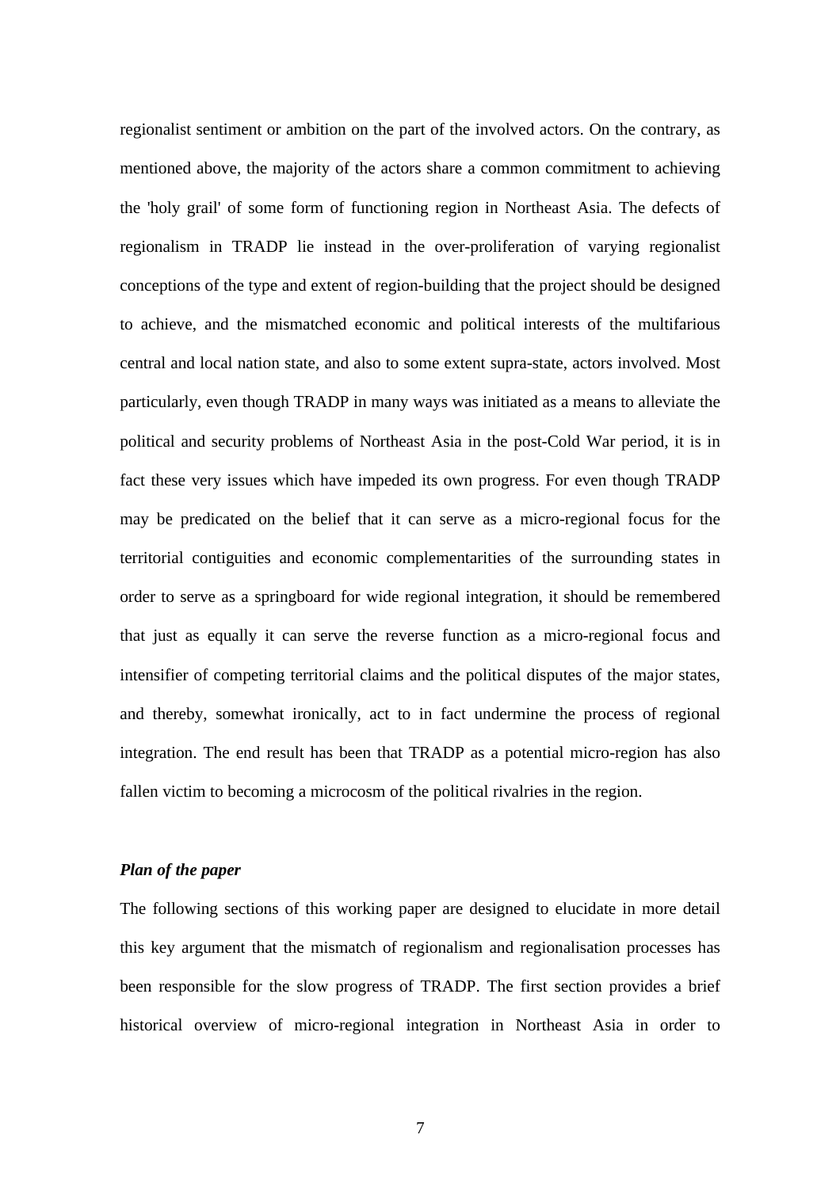regionalist sentiment or ambition on the part of the involved actors. On the contrary, as mentioned above, the majority of the actors share a common commitment to achieving the 'holy grail' of some form of functioning region in Northeast Asia. The defects of regionalism in TRADP lie instead in the over-proliferation of varying regionalist conceptions of the type and extent of region-building that the project should be designed to achieve, and the mismatched economic and political interests of the multifarious central and local nation state, and also to some extent supra-state, actors involved. Most particularly, even though TRADP in many ways was initiated as a means to alleviate the political and security problems of Northeast Asia in the post-Cold War period, it is in fact these very issues which have impeded its own progress. For even though TRADP may be predicated on the belief that it can serve as a micro-regional focus for the territorial contiguities and economic complementarities of the surrounding states in order to serve as a springboard for wide regional integration, it should be remembered that just as equally it can serve the reverse function as a micro-regional focus and intensifier of competing territorial claims and the political disputes of the major states, and thereby, somewhat ironically, act to in fact undermine the process of regional integration. The end result has been that TRADP as a potential micro-region has also fallen victim to becoming a microcosm of the political rivalries in the region.

***Plan of the paper***

The following sections of this working paper are designed to elucidate in more detail this key argument that the mismatch of regionalism and regionalisation processes has been responsible for the slow progress of TRADP. The first section provides a brief historical overview of micro-regional integration in Northeast Asia in order to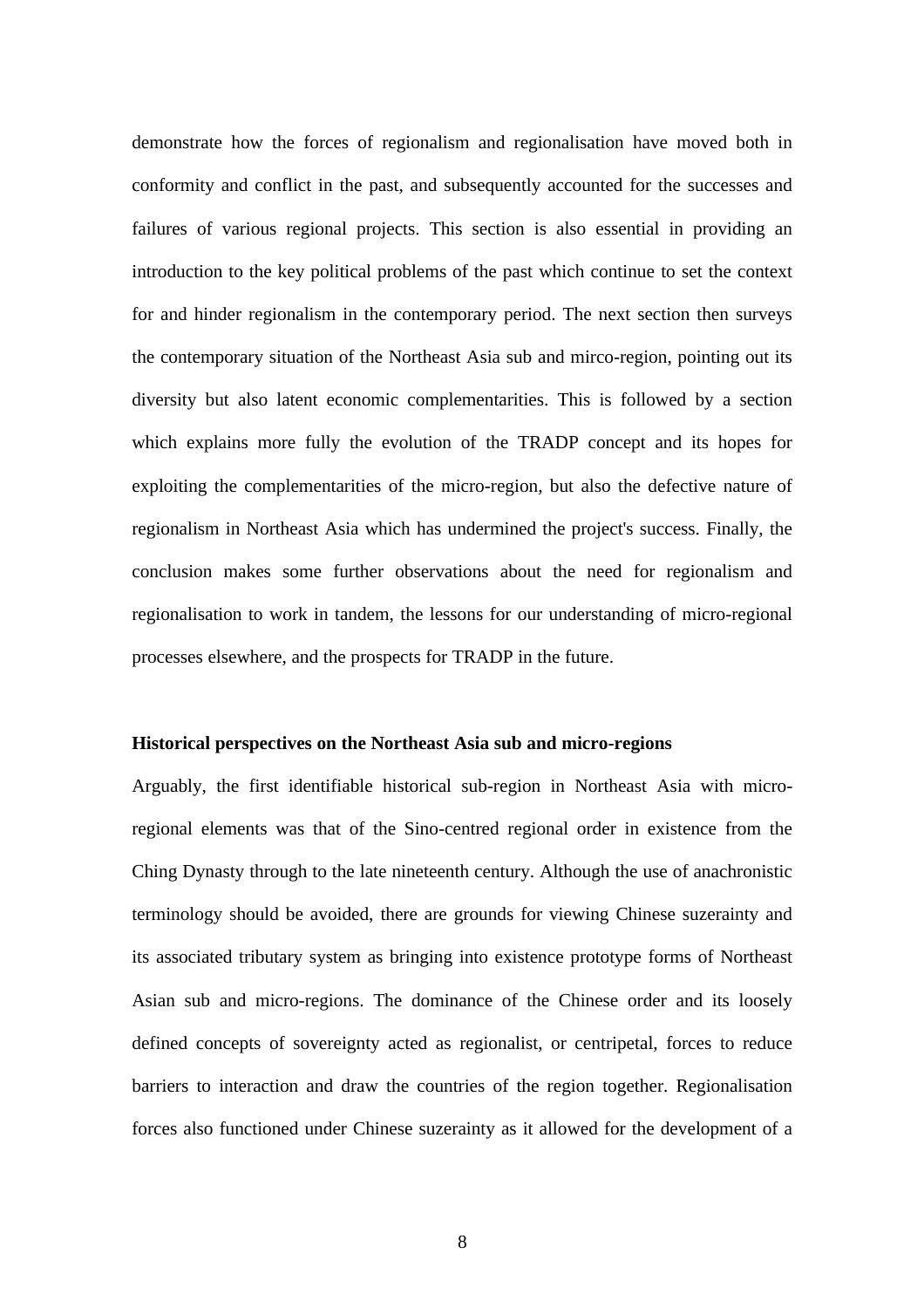demonstrate how the forces of regionalism and regionalisation have moved both in conformity and conflict in the past, and subsequently accounted for the successes and failures of various regional projects. This section is also essential in providing an introduction to the key political problems of the past which continue to set the context for and hinder regionalism in the contemporary period. The next section then surveys the contemporary situation of the Northeast Asia sub and mirco-region, pointing out its diversity but also latent economic complementarities. This is followed by a section which explains more fully the evolution of the TRADP concept and its hopes for exploiting the complementarities of the micro-region, but also the defective nature of regionalism in Northeast Asia which has undermined the project's success. Finally, the conclusion makes some further observations about the need for regionalism and regionalisation to work in tandem, the lessons for our understanding of micro-regional processes elsewhere, and the prospects for TRADP in the future.

**Historical perspectives on the Northeast Asia sub and micro-regions**

Arguably, the first identifiable historical sub-region in Northeast Asia with micro-regional elements was that of the Sino-centred regional order in existence from the Ching Dynasty through to the late nineteenth century. Although the use of anachronistic terminology should be avoided, there are grounds for viewing Chinese suzerainty and its associated tributary system as bringing into existence prototype forms of Northeast Asian sub and micro-regions. The dominance of the Chinese order and its loosely defined concepts of sovereignty acted as regionalist, or centripetal, forces to reduce barriers to interaction and draw the countries of the region together. Regionalisation forces also functioned under Chinese suzerainty as it allowed for the development of a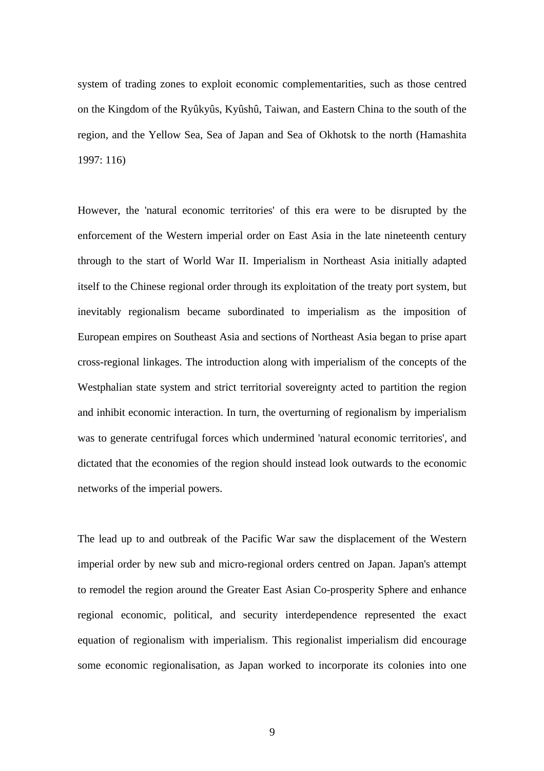system of trading zones to exploit economic complementarities, such as those centred on the Kingdom of the Ryûkyûs, Kyûshû, Taiwan, and Eastern China to the south of the region, and the Yellow Sea, Sea of Japan and Sea of Okhotsk to the north (Hamashita 1997: 116)

However, the 'natural economic territories' of this era were to be disrupted by the enforcement of the Western imperial order on East Asia in the late nineteenth century through to the start of World War II. Imperialism in Northeast Asia initially adapted itself to the Chinese regional order through its exploitation of the treaty port system, but inevitably regionalism became subordinated to imperialism as the imposition of European empires on Southeast Asia and sections of Northeast Asia began to prise apart cross-regional linkages. The introduction along with imperialism of the concepts of the Westphalian state system and strict territorial sovereignty acted to partition the region and inhibit economic interaction. In turn, the overturning of regionalism by imperialism was to generate centrifugal forces which undermined 'natural economic territories', and dictated that the economies of the region should instead look outwards to the economic networks of the imperial powers.

The lead up to and outbreak of the Pacific War saw the displacement of the Western imperial order by new sub and micro-regional orders centred on Japan. Japan's attempt to remodel the region around the Greater East Asian Co-prosperity Sphere and enhance regional economic, political, and security interdependence represented the exact equation of regionalism with imperialism. This regionalist imperialism did encourage some economic regionalisation, as Japan worked to incorporate its colonies into one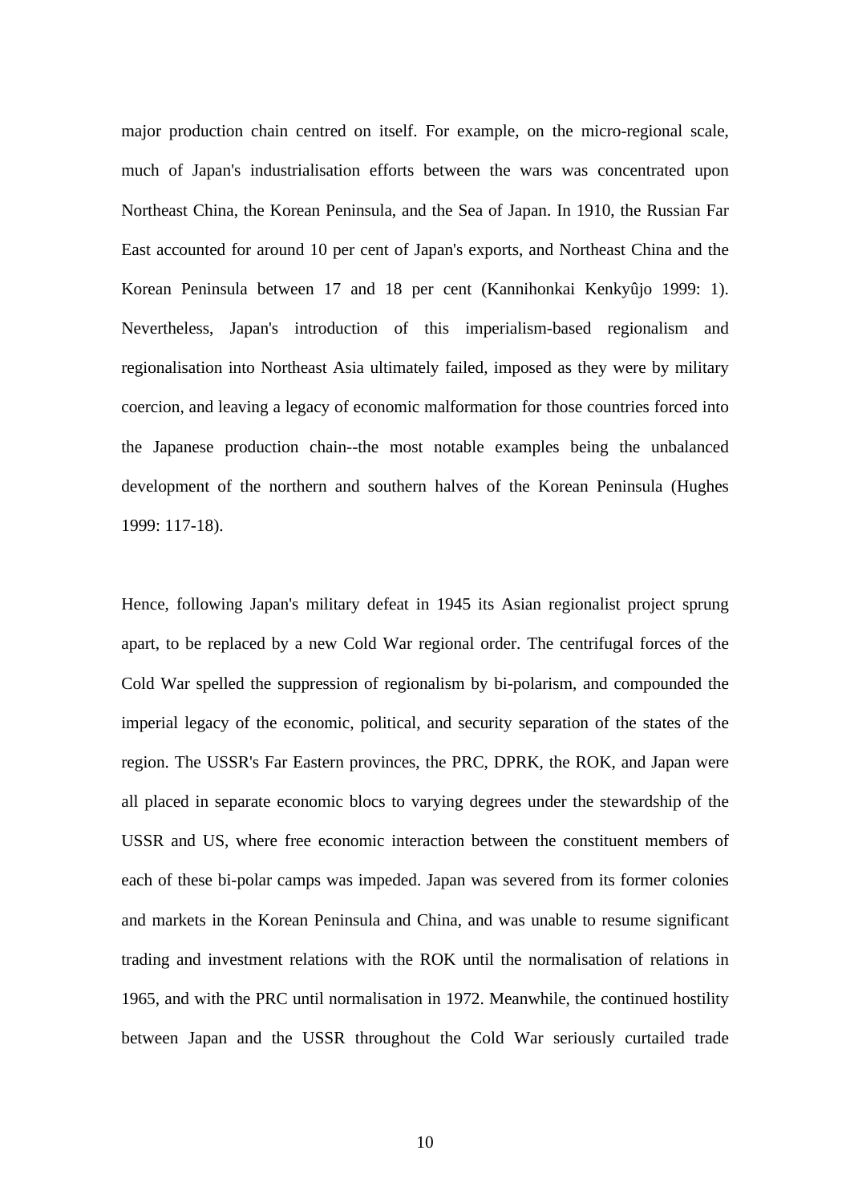major production chain centred on itself. For example, on the micro-regional scale, much of Japan's industrialisation efforts between the wars was concentrated upon Northeast China, the Korean Peninsula, and the Sea of Japan. In 1910, the Russian Far East accounted for around 10 per cent of Japan's exports, and Northeast China and the Korean Peninsula between 17 and 18 per cent (Kannihonkai Kenkyûjo 1999: 1). Nevertheless, Japan's introduction of this imperialism-based regionalism and regionalisation into Northeast Asia ultimately failed, imposed as they were by military coercion, and leaving a legacy of economic malformation for those countries forced into the Japanese production chain--the most notable examples being the unbalanced development of the northern and southern halves of the Korean Peninsula (Hughes 1999: 117-18).

Hence, following Japan's military defeat in 1945 its Asian regionalist project sprung apart, to be replaced by a new Cold War regional order. The centrifugal forces of the Cold War spelled the suppression of regionalism by bi-polarism, and compounded the imperial legacy of the economic, political, and security separation of the states of the region. The USSR's Far Eastern provinces, the PRC, DPRK, the ROK, and Japan were all placed in separate economic blocs to varying degrees under the stewardship of the USSR and US, where free economic interaction between the constituent members of each of these bi-polar camps was impeded. Japan was severed from its former colonies and markets in the Korean Peninsula and China, and was unable to resume significant trading and investment relations with the ROK until the normalisation of relations in 1965, and with the PRC until normalisation in 1972. Meanwhile, the continued hostility between Japan and the USSR throughout the Cold War seriously curtailed trade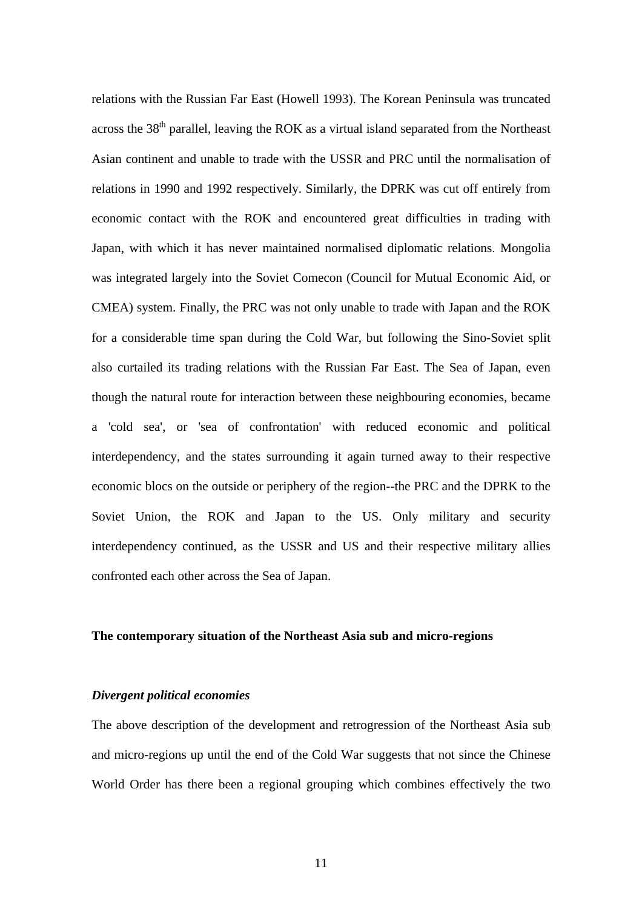relations with the Russian Far East (Howell 1993). The Korean Peninsula was truncated across the 38$^{th}$ parallel, leaving the ROK as a virtual island separated from the Northeast Asian continent and unable to trade with the USSR and PRC until the normalisation of relations in 1990 and 1992 respectively. Similarly, the DPRK was cut off entirely from economic contact with the ROK and encountered great difficulties in trading with Japan, with which it has never maintained normalised diplomatic relations. Mongolia was integrated largely into the Soviet Comecon (Council for Mutual Economic Aid, or CMEA) system. Finally, the PRC was not only unable to trade with Japan and the ROK for a considerable time span during the Cold War, but following the Sino-Soviet split also curtailed its trading relations with the Russian Far East. The Sea of Japan, even though the natural route for interaction between these neighbouring economies, became a 'cold sea', or 'sea of confrontation' with reduced economic and political interdependency, and the states surrounding it again turned away to their respective economic blocs on the outside or periphery of the region--the PRC and the DPRK to the Soviet Union, the ROK and Japan to the US. Only military and security interdependency continued, as the USSR and US and their respective military allies confronted each other across the Sea of Japan.

## The contemporary situation of the Northeast Asia sub and micro-regions

### *Divergent political economies*

The above description of the development and retrogression of the Northeast Asia sub and micro-regions up until the end of the Cold War suggests that not since the Chinese World Order has there been a regional grouping which combines effectively the two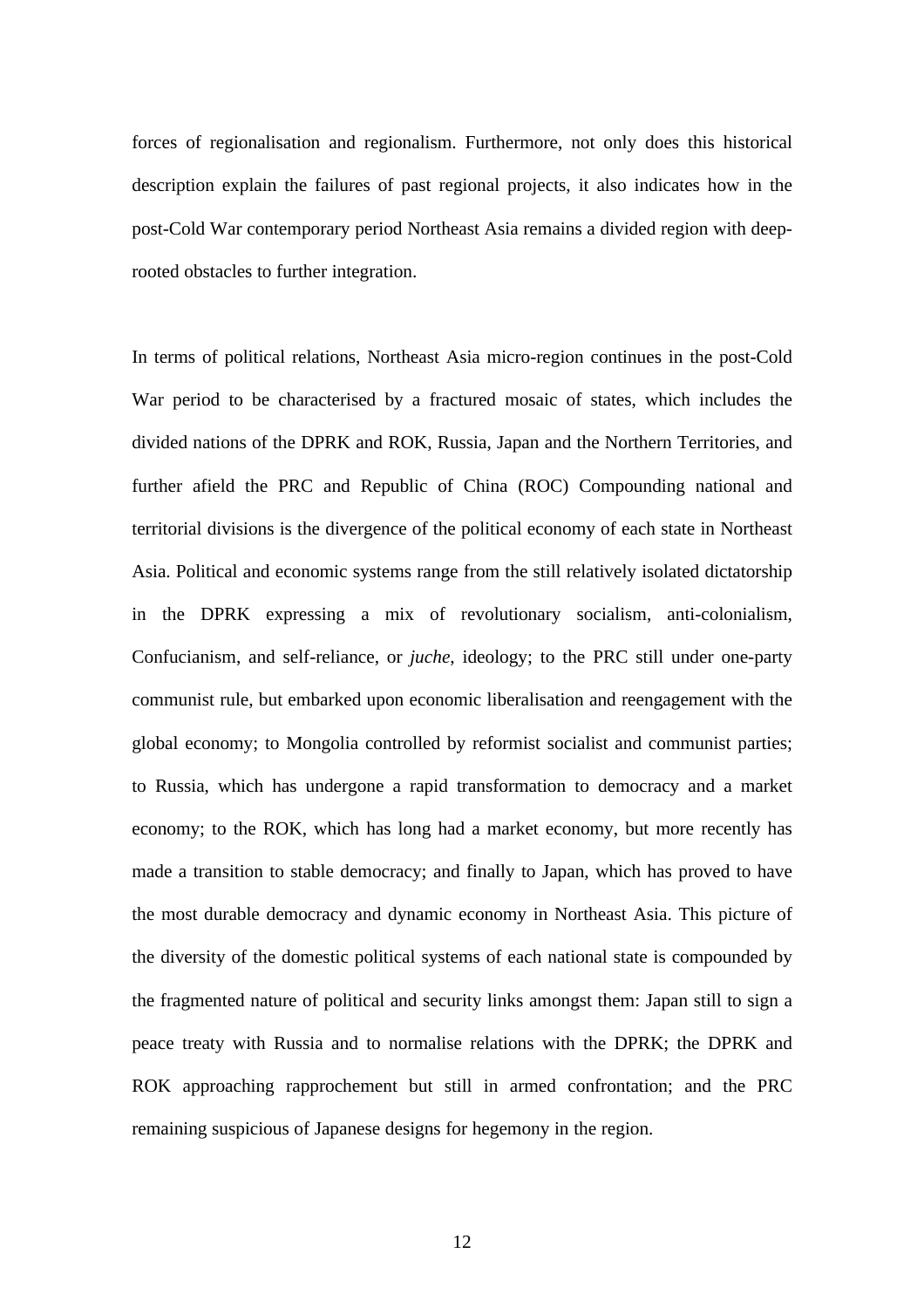forces of regionalisation and regionalism. Furthermore, not only does this historical description explain the failures of past regional projects, it also indicates how in the post-Cold War contemporary period Northeast Asia remains a divided region with deep-rooted obstacles to further integration.

In terms of political relations, Northeast Asia micro-region continues in the post-Cold War period to be characterised by a fractured mosaic of states, which includes the divided nations of the DPRK and ROK, Russia, Japan and the Northern Territories, and further afield the PRC and Republic of China (ROC) Compounding national and territorial divisions is the divergence of the political economy of each state in Northeast Asia. Political and economic systems range from the still relatively isolated dictatorship in the DPRK expressing a mix of revolutionary socialism, anti-colonialism, Confucianism, and self-reliance, or *juche*, ideology; to the PRC still under one-party communist rule, but embarked upon economic liberalisation and reengagement with the global economy; to Mongolia controlled by reformist socialist and communist parties; to Russia, which has undergone a rapid transformation to democracy and a market economy; to the ROK, which has long had a market economy, but more recently has made a transition to stable democracy; and finally to Japan, which has proved to have the most durable democracy and dynamic economy in Northeast Asia. This picture of the diversity of the domestic political systems of each national state is compounded by the fragmented nature of political and security links amongst them: Japan still to sign a peace treaty with Russia and to normalise relations with the DPRK; the DPRK and ROK approaching rapprochement but still in armed confrontation; and the PRC remaining suspicious of Japanese designs for hegemony in the region.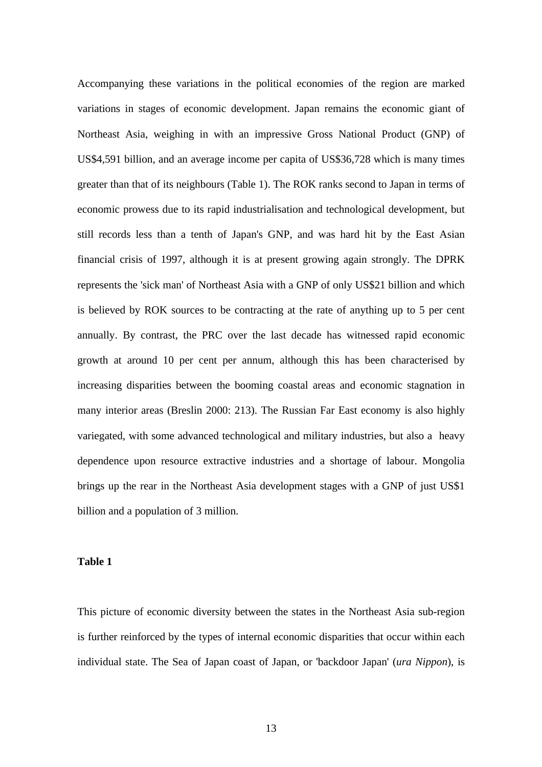Accompanying these variations in the political economies of the region are marked variations in stages of economic development. Japan remains the economic giant of Northeast Asia, weighing in with an impressive Gross National Product (GNP) of US$4,591 billion, and an average income per capita of US$36,728 which is many times greater than that of its neighbours (Table 1). The ROK ranks second to Japan in terms of economic prowess due to its rapid industrialisation and technological development, but still records less than a tenth of Japan's GNP, and was hard hit by the East Asian financial crisis of 1997, although it is at present growing again strongly. The DPRK represents the 'sick man' of Northeast Asia with a GNP of only US$21 billion and which is believed by ROK sources to be contracting at the rate of anything up to 5 per cent annually. By contrast, the PRC over the last decade has witnessed rapid economic growth at around 10 per cent per annum, although this has been characterised by increasing disparities between the booming coastal areas and economic stagnation in many interior areas (Breslin 2000: 213). The Russian Far East economy is also highly variegated, with some advanced technological and military industries, but also a heavy dependence upon resource extractive industries and a shortage of labour. Mongolia brings up the rear in the Northeast Asia development stages with a GNP of just US$1 billion and a population of 3 million.

**Table 1**

This picture of economic diversity between the states in the Northeast Asia sub-region is further reinforced by the types of internal economic disparities that occur within each individual state. The Sea of Japan coast of Japan, or 'backdoor Japan' (*ura Nippon*), is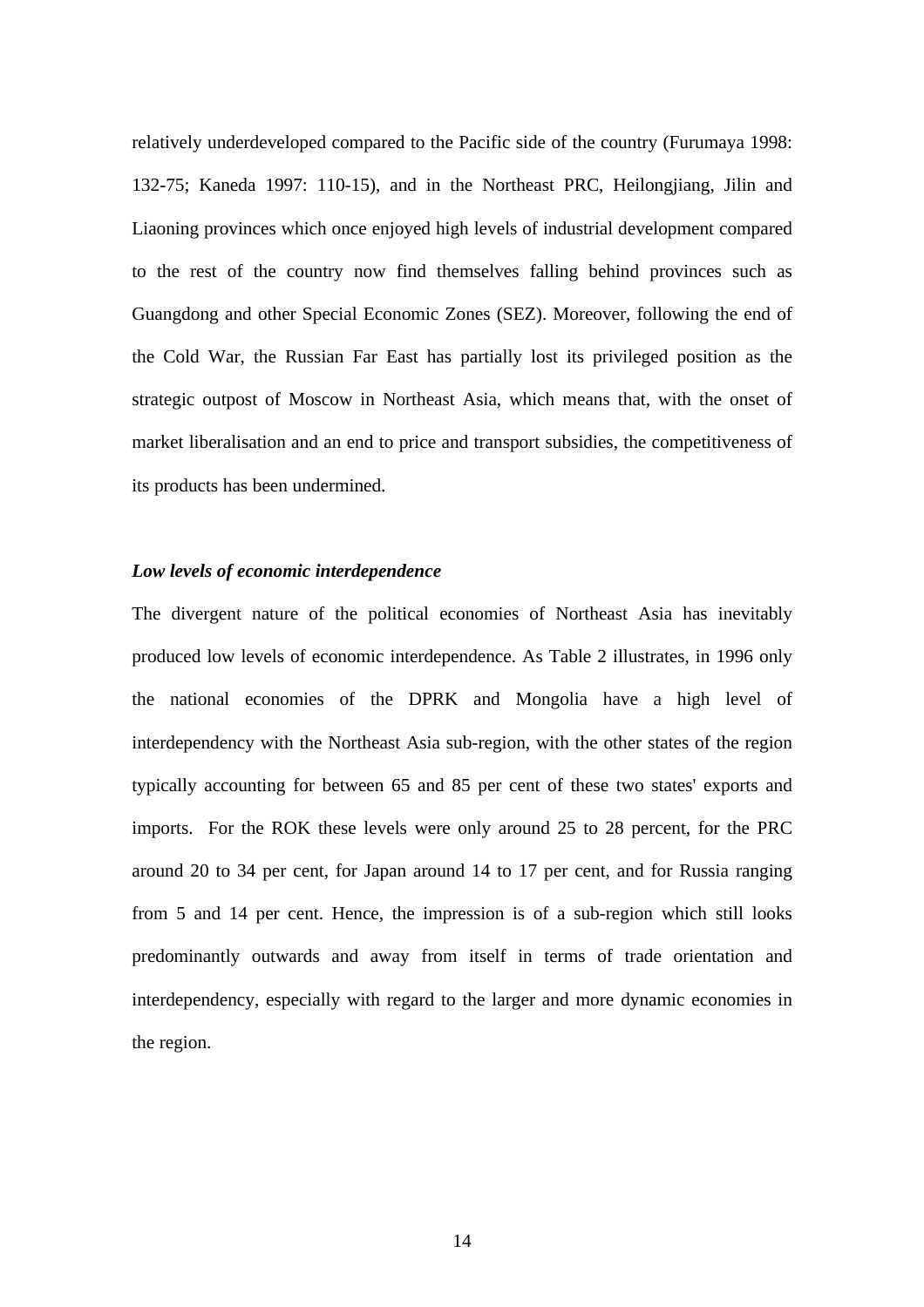relatively underdeveloped compared to the Pacific side of the country (Furumaya 1998: 132-75; Kaneda 1997: 110-15), and in the Northeast PRC, Heilongjiang, Jilin and Liaoning provinces which once enjoyed high levels of industrial development compared to the rest of the country now find themselves falling behind provinces such as Guangdong and other Special Economic Zones (SEZ). Moreover, following the end of the Cold War, the Russian Far East has partially lost its privileged position as the strategic outpost of Moscow in Northeast Asia, which means that, with the onset of market liberalisation and an end to price and transport subsidies, the competitiveness of its products has been undermined.

***Low levels of economic interdependence***

The divergent nature of the political economies of Northeast Asia has inevitably produced low levels of economic interdependence. As Table 2 illustrates, in 1996 only the national economies of the DPRK and Mongolia have a high level of interdependency with the Northeast Asia sub-region, with the other states of the region typically accounting for between 65 and 85 per cent of these two states' exports and imports. For the ROK these levels were only around 25 to 28 percent, for the PRC around 20 to 34 per cent, for Japan around 14 to 17 per cent, and for Russia ranging from 5 and 14 per cent. Hence, the impression is of a sub-region which still looks predominantly outwards and away from itself in terms of trade orientation and interdependency, especially with regard to the larger and more dynamic economies in the region.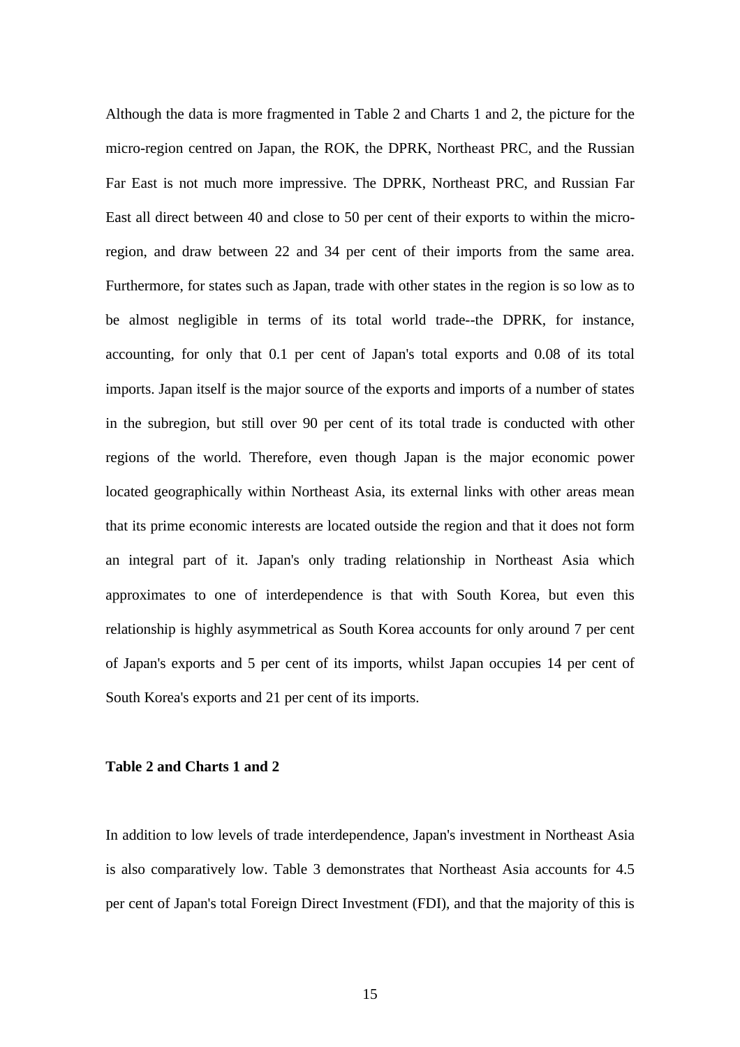Although the data is more fragmented in Table 2 and Charts 1 and 2, the picture for the micro-region centred on Japan, the ROK, the DPRK, Northeast PRC, and the Russian Far East is not much more impressive. The DPRK, Northeast PRC, and Russian Far East all direct between 40 and close to 50 per cent of their exports to within the micro-region, and draw between 22 and 34 per cent of their imports from the same area. Furthermore, for states such as Japan, trade with other states in the region is so low as to be almost negligible in terms of its total world trade--the DPRK, for instance, accounting, for only that 0.1 per cent of Japan's total exports and 0.08 of its total imports. Japan itself is the major source of the exports and imports of a number of states in the subregion, but still over 90 per cent of its total trade is conducted with other regions of the world. Therefore, even though Japan is the major economic power located geographically within Northeast Asia, its external links with other areas mean that its prime economic interests are located outside the region and that it does not form an integral part of it. Japan's only trading relationship in Northeast Asia which approximates to one of interdependence is that with South Korea, but even this relationship is highly asymmetrical as South Korea accounts for only around 7 per cent of Japan's exports and 5 per cent of its imports, whilst Japan occupies 14 per cent of South Korea's exports and 21 per cent of its imports.

**Table 2 and Charts 1 and 2**

In addition to low levels of trade interdependence, Japan's investment in Northeast Asia is also comparatively low. Table 3 demonstrates that Northeast Asia accounts for 4.5 per cent of Japan's total Foreign Direct Investment (FDI), and that the majority of this is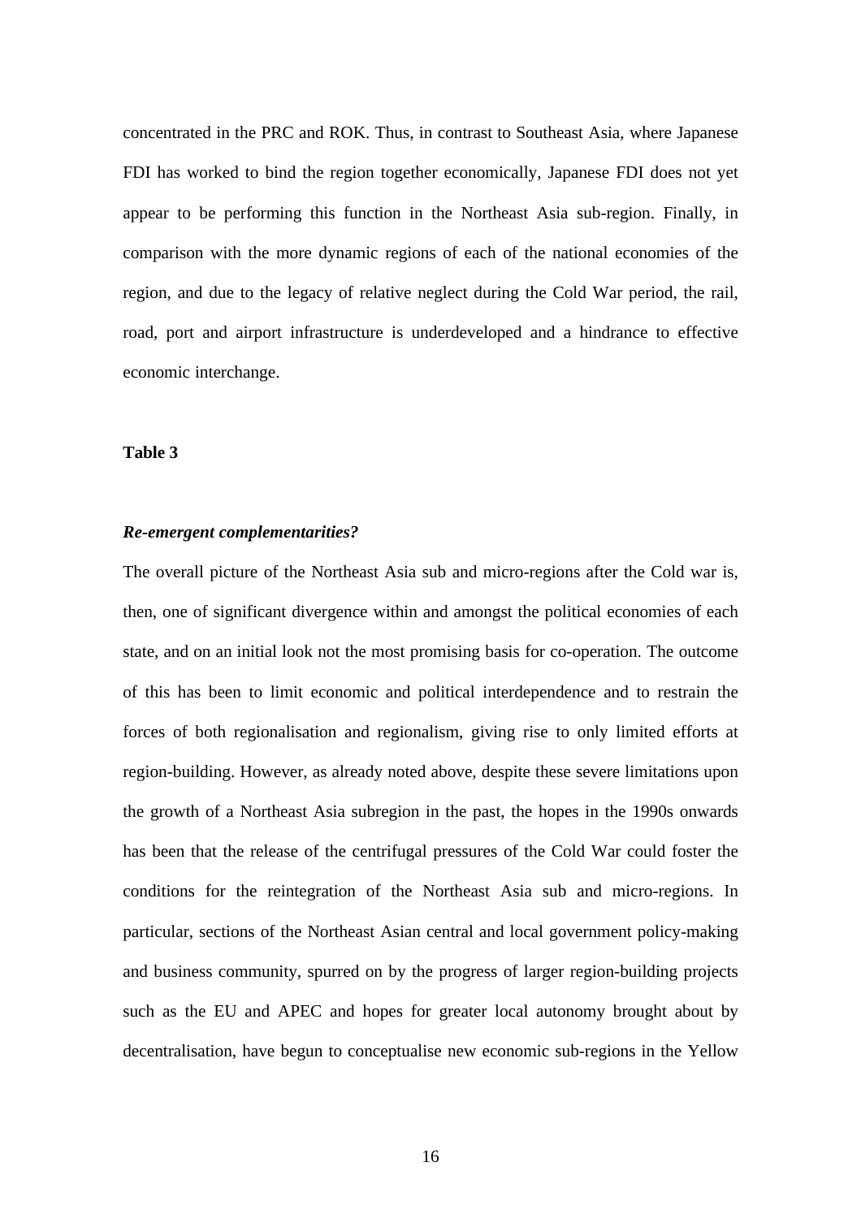concentrated in the PRC and ROK. Thus, in contrast to Southeast Asia, where Japanese FDI has worked to bind the region together economically, Japanese FDI does not yet appear to be performing this function in the Northeast Asia sub-region. Finally, in comparison with the more dynamic regions of each of the national economies of the region, and due to the legacy of relative neglect during the Cold War period, the rail, road, port and airport infrastructure is underdeveloped and a hindrance to effective economic interchange.

**Table 3**

***Re-emergent complementarities?***

The overall picture of the Northeast Asia sub and micro-regions after the Cold war is, then, one of significant divergence within and amongst the political economies of each state, and on an initial look not the most promising basis for co-operation. The outcome of this has been to limit economic and political interdependence and to restrain the forces of both regionalisation and regionalism, giving rise to only limited efforts at region-building. However, as already noted above, despite these severe limitations upon the growth of a Northeast Asia subregion in the past, the hopes in the 1990s onwards has been that the release of the centrifugal pressures of the Cold War could foster the conditions for the reintegration of the Northeast Asia sub and micro-regions. In particular, sections of the Northeast Asian central and local government policy-making and business community, spurred on by the progress of larger region-building projects such as the EU and APEC and hopes for greater local autonomy brought about by decentralisation, have begun to conceptualise new economic sub-regions in the Yellow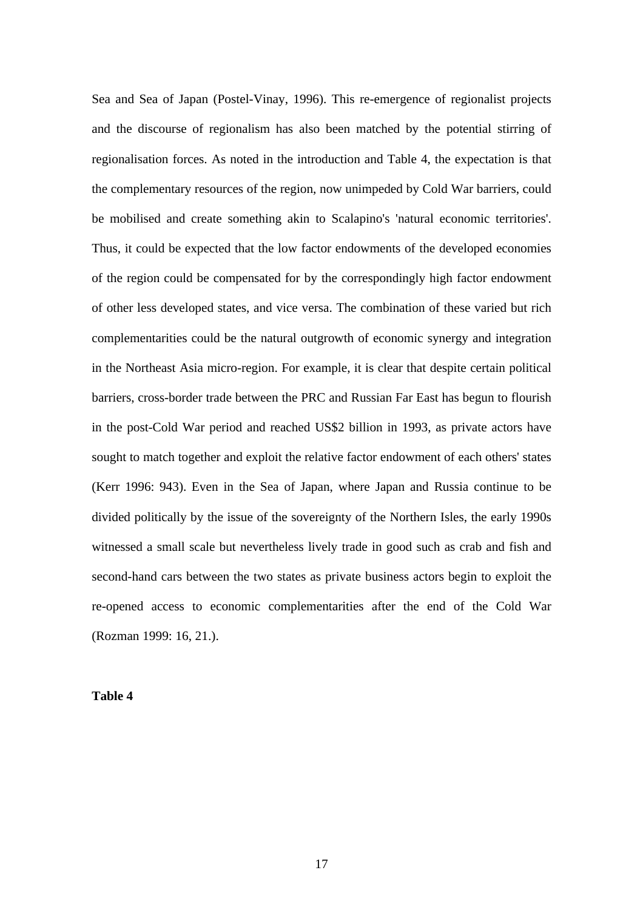Sea and Sea of Japan (Postel-Vinay, 1996). This re-emergence of regionalist projects and the discourse of regionalism has also been matched by the potential stirring of regionalisation forces. As noted in the introduction and Table 4, the expectation is that the complementary resources of the region, now unimpeded by Cold War barriers, could be mobilised and create something akin to Scalapino's 'natural economic territories'. Thus, it could be expected that the low factor endowments of the developed economies of the region could be compensated for by the correspondingly high factor endowment of other less developed states, and vice versa. The combination of these varied but rich complementarities could be the natural outgrowth of economic synergy and integration in the Northeast Asia micro-region. For example, it is clear that despite certain political barriers, cross-border trade between the PRC and Russian Far East has begun to flourish in the post-Cold War period and reached US$2 billion in 1993, as private actors have sought to match together and exploit the relative factor endowment of each others' states (Kerr 1996: 943). Even in the Sea of Japan, where Japan and Russia continue to be divided politically by the issue of the sovereignty of the Northern Isles, the early 1990s witnessed a small scale but nevertheless lively trade in good such as crab and fish and second-hand cars between the two states as private business actors begin to exploit the re-opened access to economic complementarities after the end of the Cold War (Rozman 1999: 16, 21.).

**Table 4**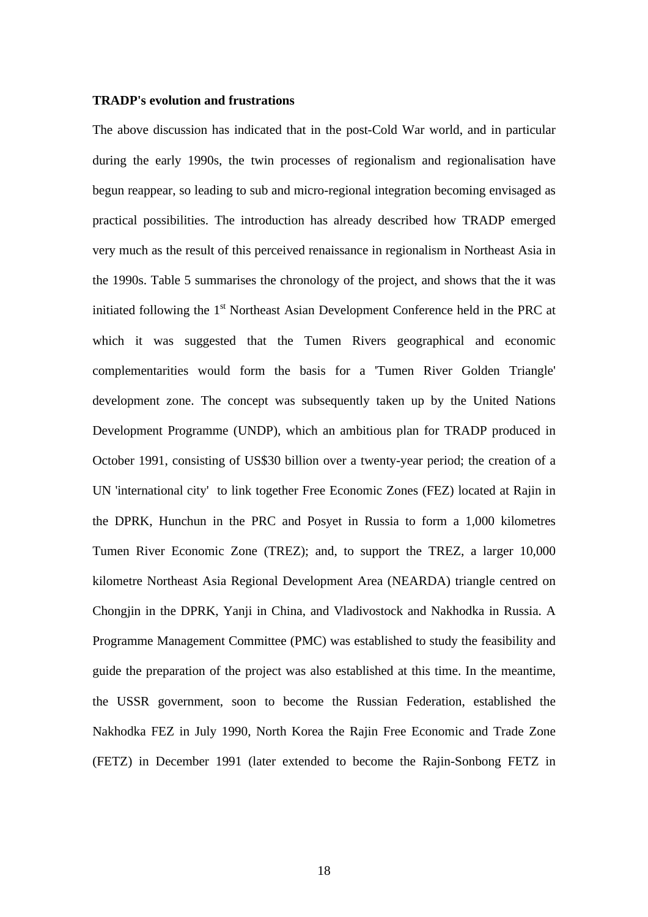**TRADP's evolution and frustrations**

The above discussion has indicated that in the post-Cold War world, and in particular during the early 1990s, the twin processes of regionalism and regionalisation have begun reappear, so leading to sub and micro-regional integration becoming envisaged as practical possibilities. The introduction has already described how TRADP emerged very much as the result of this perceived renaissance in regionalism in Northeast Asia in the 1990s. Table 5 summarises the chronology of the project, and shows that the it was initiated following the 1st Northeast Asian Development Conference held in the PRC at which it was suggested that the Tumen Rivers geographical and economic complementarities would form the basis for a 'Tumen River Golden Triangle' development zone. The concept was subsequently taken up by the United Nations Development Programme (UNDP), which an ambitious plan for TRADP produced in October 1991, consisting of US$30 billion over a twenty-year period; the creation of a UN 'international city' to link together Free Economic Zones (FEZ) located at Rajin in the DPRK, Hunchun in the PRC and Posyet in Russia to form a 1,000 kilometres Tumen River Economic Zone (TREZ); and, to support the TREZ, a larger 10,000 kilometre Northeast Asia Regional Development Area (NEARDA) triangle centred on Chongjin in the DPRK, Yanji in China, and Vladivostock and Nakhodka in Russia. A Programme Management Committee (PMC) was established to study the feasibility and guide the preparation of the project was also established at this time. In the meantime, the USSR government, soon to become the Russian Federation, established the Nakhodka FEZ in July 1990, North Korea the Rajin Free Economic and Trade Zone (FETZ) in December 1991 (later extended to become the Rajin-Sonbong FETZ in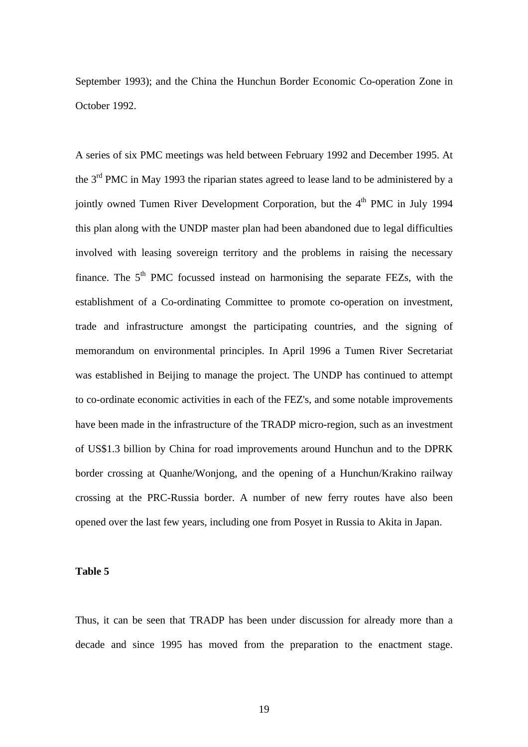September 1993); and the China the Hunchun Border Economic Co-operation Zone in October 1992.

A series of six PMC meetings was held between February 1992 and December 1995. At the 3rd PMC in May 1993 the riparian states agreed to lease land to be administered by a jointly owned Tumen River Development Corporation, but the 4th PMC in July 1994 this plan along with the UNDP master plan had been abandoned due to legal difficulties involved with leasing sovereign territory and the problems in raising the necessary finance. The 5th PMC focussed instead on harmonising the separate FEZs, with the establishment of a Co-ordinating Committee to promote co-operation on investment, trade and infrastructure amongst the participating countries, and the signing of memorandum on environmental principles. In April 1996 a Tumen River Secretariat was established in Beijing to manage the project. The UNDP has continued to attempt to co-ordinate economic activities in each of the FEZ's, and some notable improvements have been made in the infrastructure of the TRADP micro-region, such as an investment of US$1.3 billion by China for road improvements around Hunchun and to the DPRK border crossing at Quanhe/Wonjong, and the opening of a Hunchun/Krakino railway crossing at the PRC-Russia border. A number of new ferry routes have also been opened over the last few years, including one from Posyet in Russia to Akita in Japan.

**Table 5**

Thus, it can be seen that TRADP has been under discussion for already more than a decade and since 1995 has moved from the preparation to the enactment stage.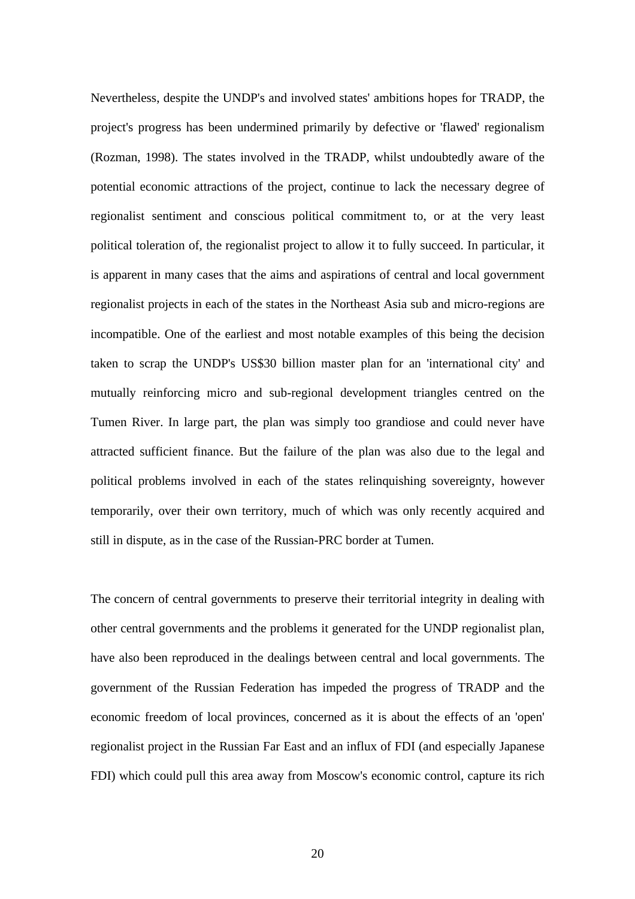Nevertheless, despite the UNDP's and involved states' ambitions hopes for TRADP, the project's progress has been undermined primarily by defective or 'flawed' regionalism (Rozman, 1998). The states involved in the TRADP, whilst undoubtedly aware of the potential economic attractions of the project, continue to lack the necessary degree of regionalist sentiment and conscious political commitment to, or at the very least political toleration of, the regionalist project to allow it to fully succeed. In particular, it is apparent in many cases that the aims and aspirations of central and local government regionalist projects in each of the states in the Northeast Asia sub and micro-regions are incompatible. One of the earliest and most notable examples of this being the decision taken to scrap the UNDP's US$30 billion master plan for an 'international city' and mutually reinforcing micro and sub-regional development triangles centred on the Tumen River. In large part, the plan was simply too grandiose and could never have attracted sufficient finance. But the failure of the plan was also due to the legal and political problems involved in each of the states relinquishing sovereignty, however temporarily, over their own territory, much of which was only recently acquired and still in dispute, as in the case of the Russian-PRC border at Tumen.

The concern of central governments to preserve their territorial integrity in dealing with other central governments and the problems it generated for the UNDP regionalist plan, have also been reproduced in the dealings between central and local governments. The government of the Russian Federation has impeded the progress of TRADP and the economic freedom of local provinces, concerned as it is about the effects of an 'open' regionalist project in the Russian Far East and an influx of FDI (and especially Japanese FDI) which could pull this area away from Moscow's economic control, capture its rich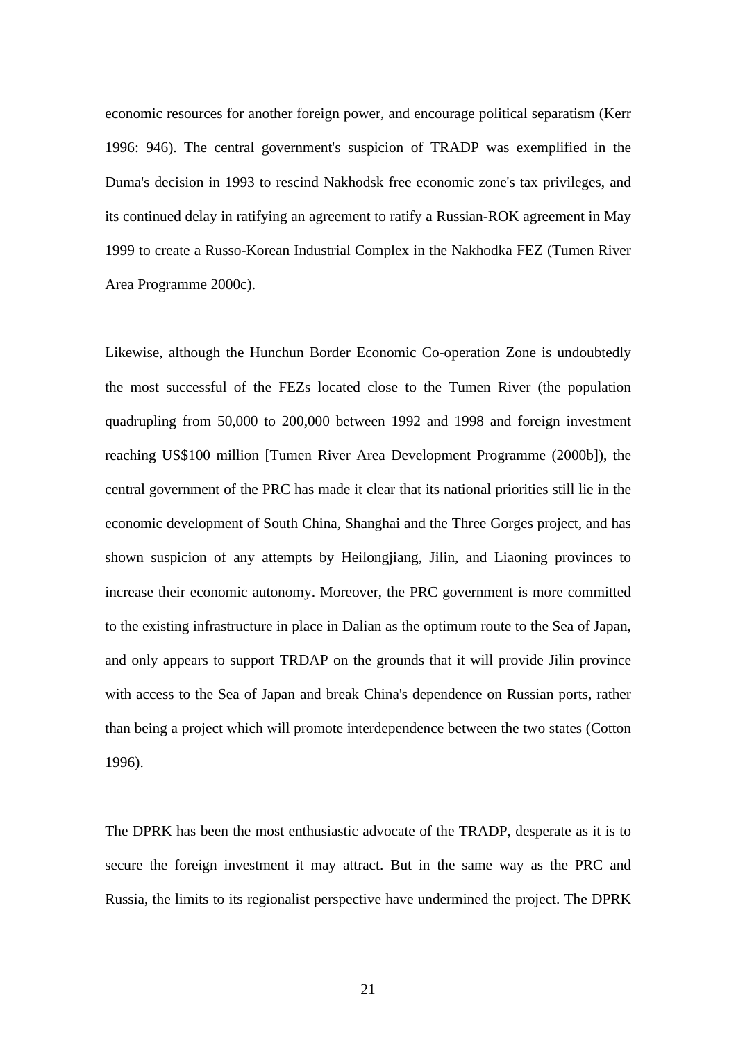economic resources for another foreign power, and encourage political separatism (Kerr 1996: 946). The central government's suspicion of TRADP was exemplified in the Duma's decision in 1993 to rescind Nakhodsk free economic zone's tax privileges, and its continued delay in ratifying an agreement to ratify a Russian-ROK agreement in May 1999 to create a Russo-Korean Industrial Complex in the Nakhodka FEZ (Tumen River Area Programme 2000c).

Likewise, although the Hunchun Border Economic Co-operation Zone is undoubtedly the most successful of the FEZs located close to the Tumen River (the population quadrupling from 50,000 to 200,000 between 1992 and 1998 and foreign investment reaching US$100 million [Tumen River Area Development Programme (2000b]), the central government of the PRC has made it clear that its national priorities still lie in the economic development of South China, Shanghai and the Three Gorges project, and has shown suspicion of any attempts by Heilongjiang, Jilin, and Liaoning provinces to increase their economic autonomy. Moreover, the PRC government is more committed to the existing infrastructure in place in Dalian as the optimum route to the Sea of Japan, and only appears to support TRDAP on the grounds that it will provide Jilin province with access to the Sea of Japan and break China's dependence on Russian ports, rather than being a project which will promote interdependence between the two states (Cotton 1996).

The DPRK has been the most enthusiastic advocate of the TRADP, desperate as it is to secure the foreign investment it may attract. But in the same way as the PRC and Russia, the limits to its regionalist perspective have undermined the project. The DPRK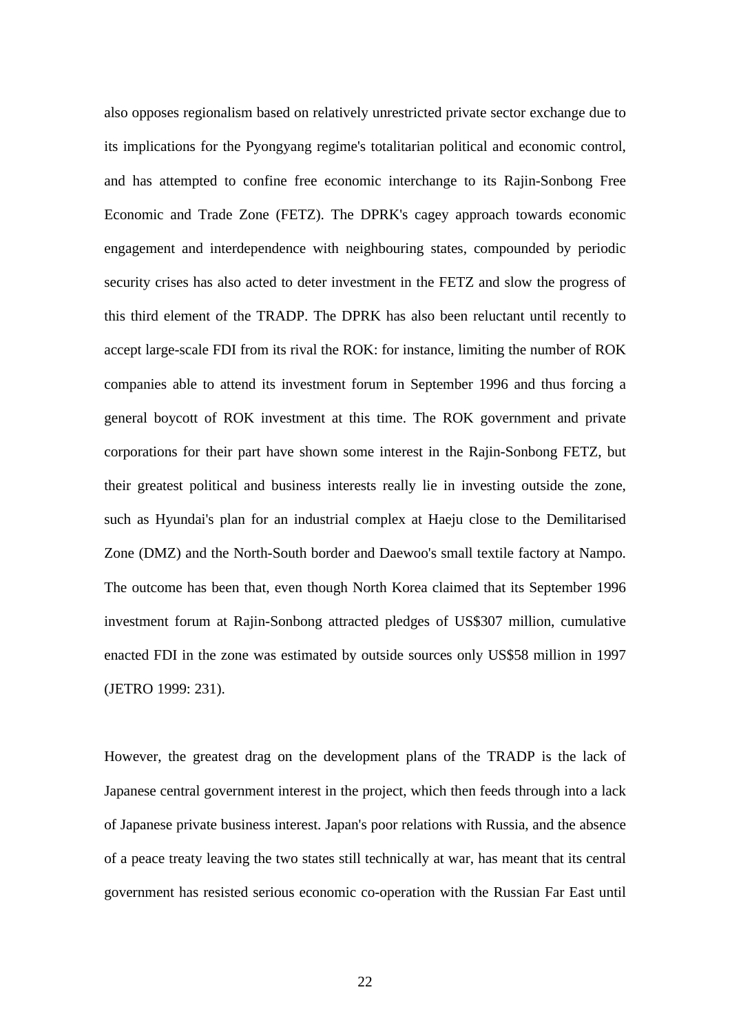also opposes regionalism based on relatively unrestricted private sector exchange due to its implications for the Pyongyang regime's totalitarian political and economic control, and has attempted to confine free economic interchange to its Rajin-Sonbong Free Economic and Trade Zone (FETZ). The DPRK's cagey approach towards economic engagement and interdependence with neighbouring states, compounded by periodic security crises has also acted to deter investment in the FETZ and slow the progress of this third element of the TRADP. The DPRK has also been reluctant until recently to accept large-scale FDI from its rival the ROK: for instance, limiting the number of ROK companies able to attend its investment forum in September 1996 and thus forcing a general boycott of ROK investment at this time. The ROK government and private corporations for their part have shown some interest in the Rajin-Sonbong FETZ, but their greatest political and business interests really lie in investing outside the zone, such as Hyundai's plan for an industrial complex at Haeju close to the Demilitarised Zone (DMZ) and the North-South border and Daewoo's small textile factory at Nampo. The outcome has been that, even though North Korea claimed that its September 1996 investment forum at Rajin-Sonbong attracted pledges of US$307 million, cumulative enacted FDI in the zone was estimated by outside sources only US$58 million in 1997 (JETRO 1999: 231).

However, the greatest drag on the development plans of the TRADP is the lack of Japanese central government interest in the project, which then feeds through into a lack of Japanese private business interest. Japan's poor relations with Russia, and the absence of a peace treaty leaving the two states still technically at war, has meant that its central government has resisted serious economic co-operation with the Russian Far East until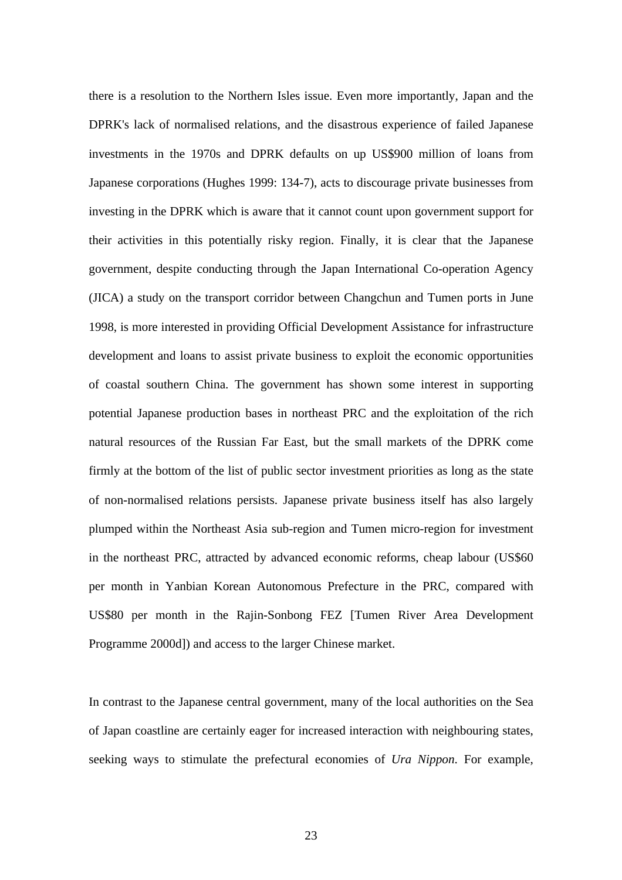there is a resolution to the Northern Isles issue. Even more importantly, Japan and the DPRK's lack of normalised relations, and the disastrous experience of failed Japanese investments in the 1970s and DPRK defaults on up US$900 million of loans from Japanese corporations (Hughes 1999: 134-7), acts to discourage private businesses from investing in the DPRK which is aware that it cannot count upon government support for their activities in this potentially risky region. Finally, it is clear that the Japanese government, despite conducting through the Japan International Co-operation Agency (JICA) a study on the transport corridor between Changchun and Tumen ports in June 1998, is more interested in providing Official Development Assistance for infrastructure development and loans to assist private business to exploit the economic opportunities of coastal southern China. The government has shown some interest in supporting potential Japanese production bases in northeast PRC and the exploitation of the rich natural resources of the Russian Far East, but the small markets of the DPRK come firmly at the bottom of the list of public sector investment priorities as long as the state of non-normalised relations persists. Japanese private business itself has also largely plumped within the Northeast Asia sub-region and Tumen micro-region for investment in the northeast PRC, attracted by advanced economic reforms, cheap labour (US$60 per month in Yanbian Korean Autonomous Prefecture in the PRC, compared with US$80 per month in the Rajin-Sonbong FEZ [Tumen River Area Development Programme 2000d]) and access to the larger Chinese market.

In contrast to the Japanese central government, many of the local authorities on the Sea of Japan coastline are certainly eager for increased interaction with neighbouring states, seeking ways to stimulate the prefectural economies of *Ura Nippon*. For example,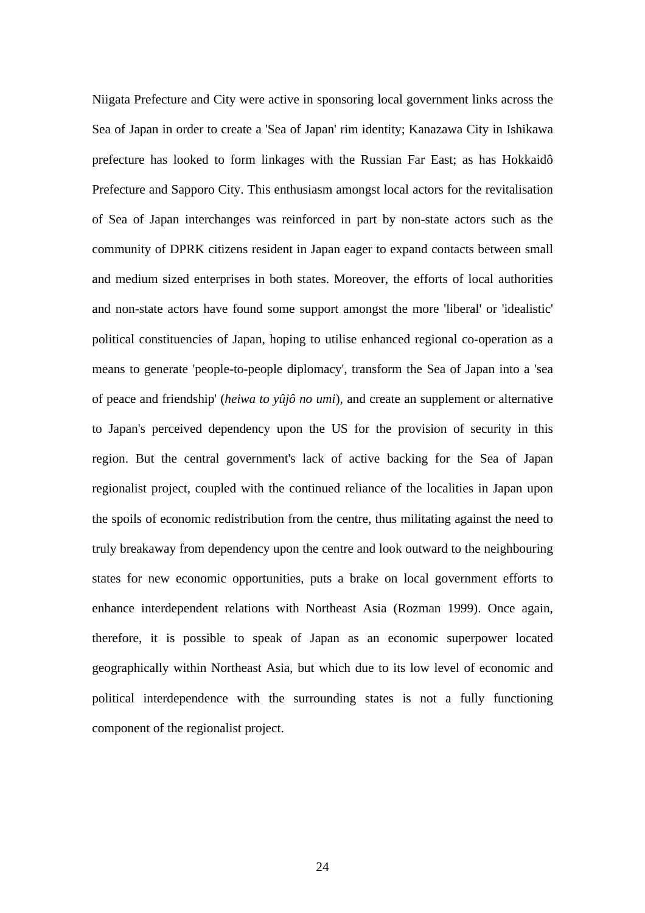Niigata Prefecture and City were active in sponsoring local government links across the Sea of Japan in order to create a 'Sea of Japan' rim identity; Kanazawa City in Ishikawa prefecture has looked to form linkages with the Russian Far East; as has Hokkaidô Prefecture and Sapporo City. This enthusiasm amongst local actors for the revitalisation of Sea of Japan interchanges was reinforced in part by non-state actors such as the community of DPRK citizens resident in Japan eager to expand contacts between small and medium sized enterprises in both states. Moreover, the efforts of local authorities and non-state actors have found some support amongst the more 'liberal' or 'idealistic' political constituencies of Japan, hoping to utilise enhanced regional co-operation as a means to generate 'people-to-people diplomacy', transform the Sea of Japan into a 'sea of peace and friendship' (*heiwa to yûjô no umi*), and create an supplement or alternative to Japan's perceived dependency upon the US for the provision of security in this region. But the central government's lack of active backing for the Sea of Japan regionalist project, coupled with the continued reliance of the localities in Japan upon the spoils of economic redistribution from the centre, thus militating against the need to truly breakaway from dependency upon the centre and look outward to the neighbouring states for new economic opportunities, puts a brake on local government efforts to enhance interdependent relations with Northeast Asia (Rozman 1999). Once again, therefore, it is possible to speak of Japan as an economic superpower located geographically within Northeast Asia, but which due to its low level of economic and political interdependence with the surrounding states is not a fully functioning component of the regionalist project.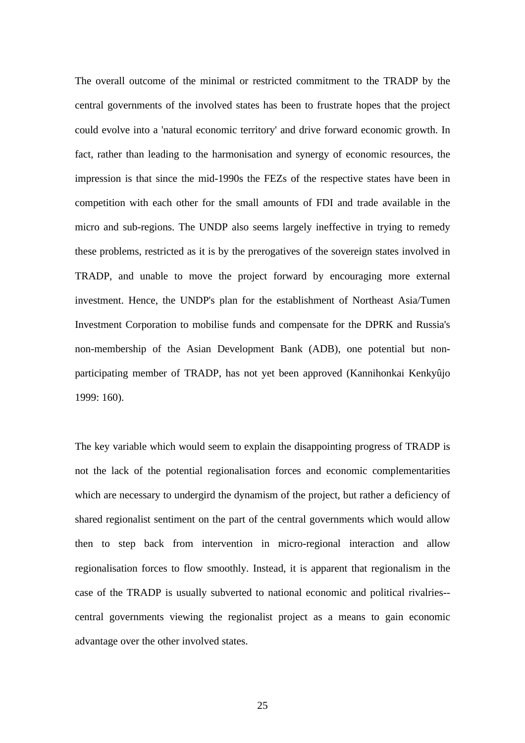The overall outcome of the minimal or restricted commitment to the TRADP by the central governments of the involved states has been to frustrate hopes that the project could evolve into a 'natural economic territory' and drive forward economic growth. In fact, rather than leading to the harmonisation and synergy of economic resources, the impression is that since the mid-1990s the FEZs of the respective states have been in competition with each other for the small amounts of FDI and trade available in the micro and sub-regions. The UNDP also seems largely ineffective in trying to remedy these problems, restricted as it is by the prerogatives of the sovereign states involved in TRADP, and unable to move the project forward by encouraging more external investment. Hence, the UNDP's plan for the establishment of Northeast Asia/Tumen Investment Corporation to mobilise funds and compensate for the DPRK and Russia's non-membership of the Asian Development Bank (ADB), one potential but non-participating member of TRADP, has not yet been approved (Kannihonkai Kenkyûjo 1999: 160).

The key variable which would seem to explain the disappointing progress of TRADP is not the lack of the potential regionalisation forces and economic complementarities which are necessary to undergird the dynamism of the project, but rather a deficiency of shared regionalist sentiment on the part of the central governments which would allow then to step back from intervention in micro-regional interaction and allow regionalisation forces to flow smoothly. Instead, it is apparent that regionalism in the case of the TRADP is usually subverted to national economic and political rivalries--central governments viewing the regionalist project as a means to gain economic advantage over the other involved states.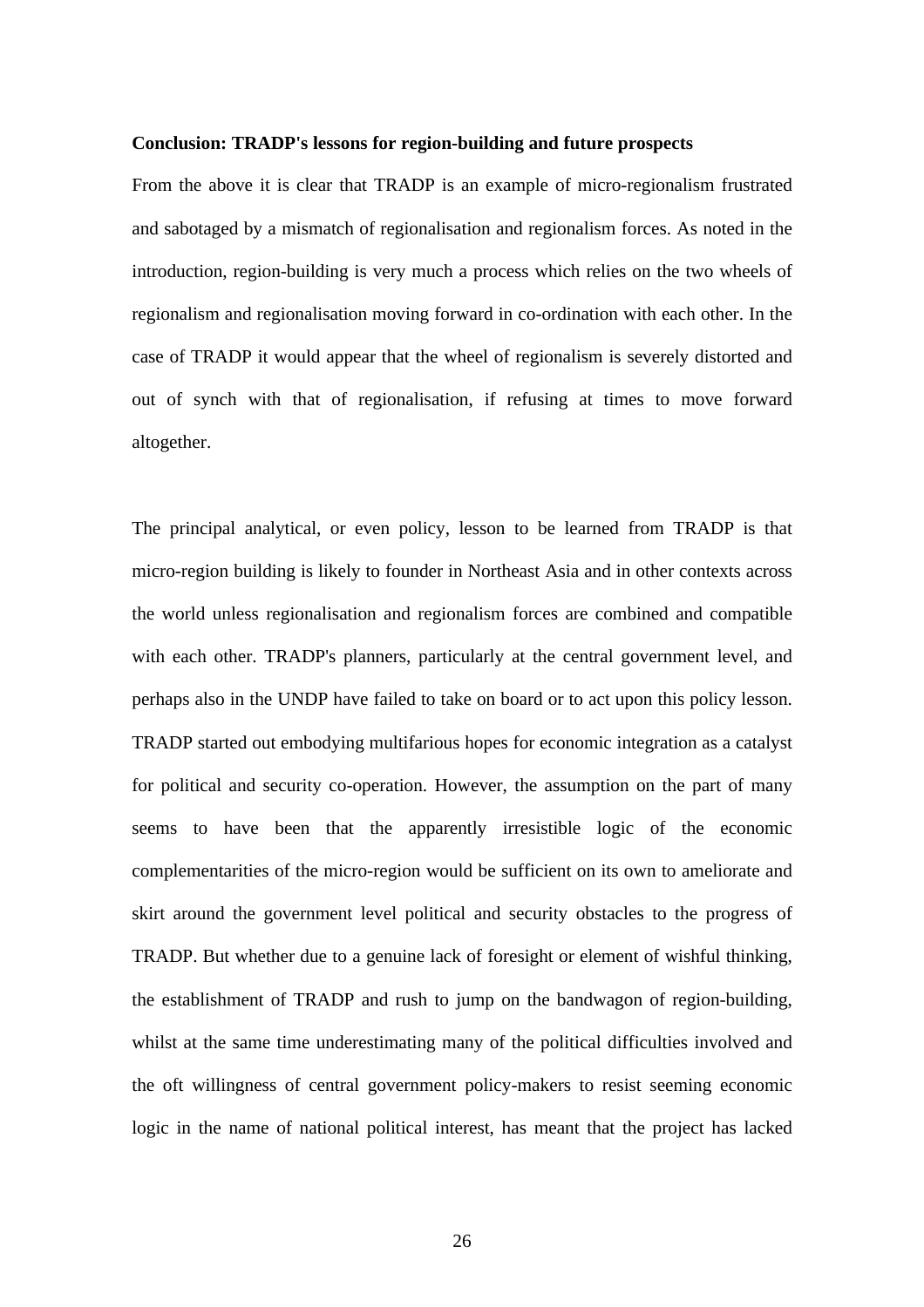**Conclusion: TRADP's lessons for region-building and future prospects**

From the above it is clear that TRADP is an example of micro-regionalism frustrated and sabotaged by a mismatch of regionalisation and regionalism forces. As noted in the introduction, region-building is very much a process which relies on the two wheels of regionalism and regionalisation moving forward in co-ordination with each other. In the case of TRADP it would appear that the wheel of regionalism is severely distorted and out of synch with that of regionalisation, if refusing at times to move forward altogether.

The principal analytical, or even policy, lesson to be learned from TRADP is that micro-region building is likely to founder in Northeast Asia and in other contexts across the world unless regionalisation and regionalism forces are combined and compatible with each other. TRADP's planners, particularly at the central government level, and perhaps also in the UNDP have failed to take on board or to act upon this policy lesson. TRADP started out embodying multifarious hopes for economic integration as a catalyst for political and security co-operation. However, the assumption on the part of many seems to have been that the apparently irresistible logic of the economic complementarities of the micro-region would be sufficient on its own to ameliorate and skirt around the government level political and security obstacles to the progress of TRADP. But whether due to a genuine lack of foresight or element of wishful thinking, the establishment of TRADP and rush to jump on the bandwagon of region-building, whilst at the same time underestimating many of the political difficulties involved and the oft willingness of central government policy-makers to resist seeming economic logic in the name of national political interest, has meant that the project has lacked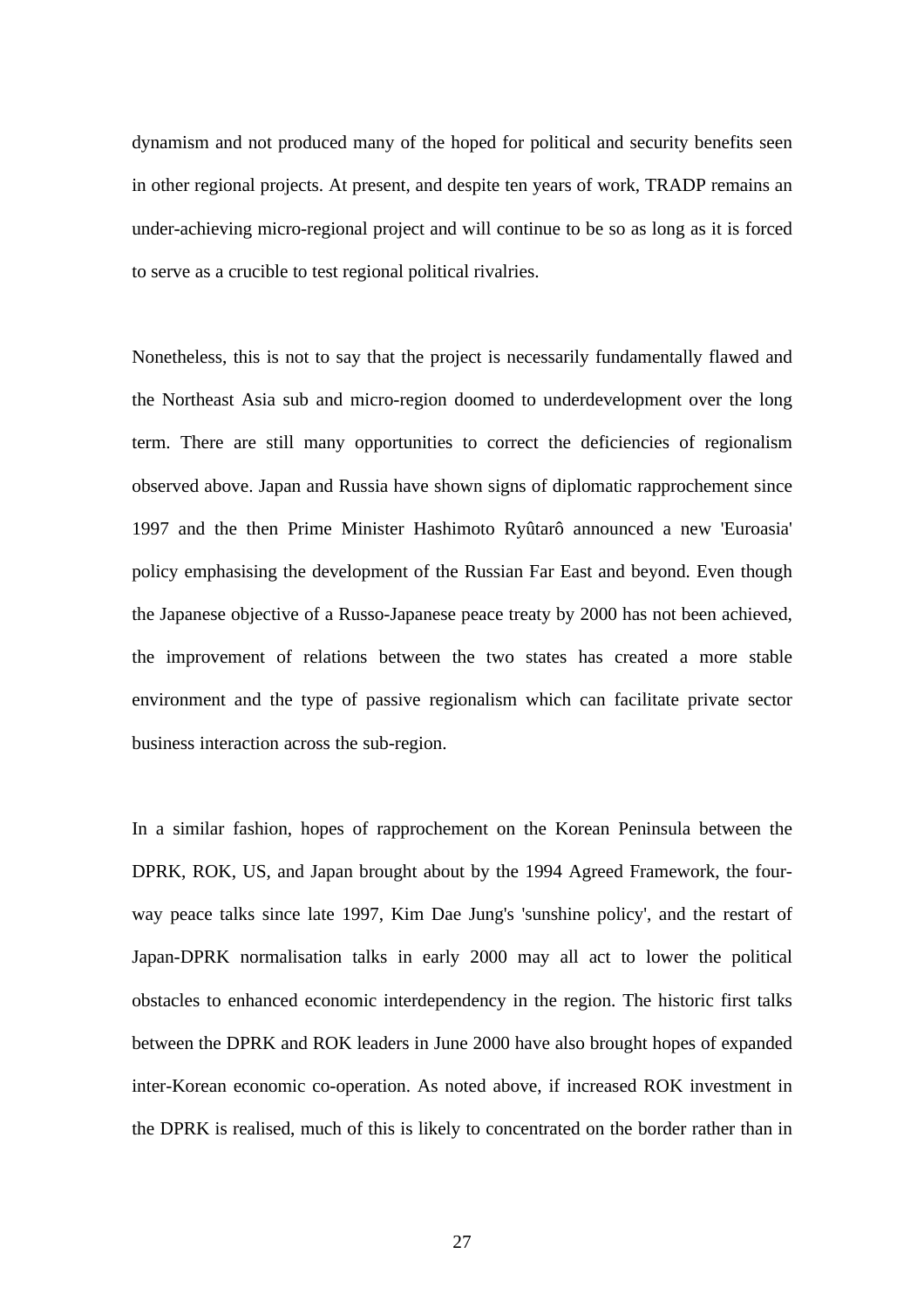dynamism and not produced many of the hoped for political and security benefits seen in other regional projects. At present, and despite ten years of work, TRADP remains an under-achieving micro-regional project and will continue to be so as long as it is forced to serve as a crucible to test regional political rivalries.

Nonetheless, this is not to say that the project is necessarily fundamentally flawed and the Northeast Asia sub and micro-region doomed to underdevelopment over the long term. There are still many opportunities to correct the deficiencies of regionalism observed above. Japan and Russia have shown signs of diplomatic rapprochement since 1997 and the then Prime Minister Hashimoto Ryûtarô announced a new 'Euroasia' policy emphasising the development of the Russian Far East and beyond. Even though the Japanese objective of a Russo-Japanese peace treaty by 2000 has not been achieved, the improvement of relations between the two states has created a more stable environment and the type of passive regionalism which can facilitate private sector business interaction across the sub-region.

In a similar fashion, hopes of rapprochement on the Korean Peninsula between the DPRK, ROK, US, and Japan brought about by the 1994 Agreed Framework, the four-way peace talks since late 1997, Kim Dae Jung's 'sunshine policy', and the restart of Japan-DPRK normalisation talks in early 2000 may all act to lower the political obstacles to enhanced economic interdependency in the region. The historic first talks between the DPRK and ROK leaders in June 2000 have also brought hopes of expanded inter-Korean economic co-operation. As noted above, if increased ROK investment in the DPRK is realised, much of this is likely to concentrated on the border rather than in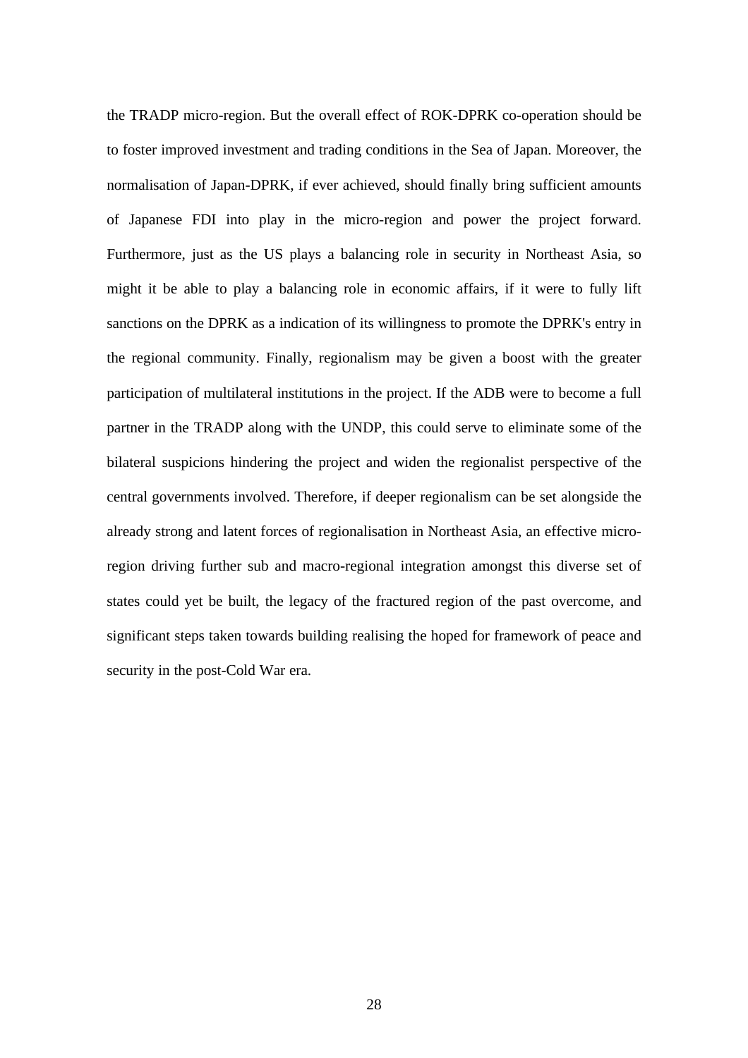the TRADP micro-region. But the overall effect of ROK-DPRK co-operation should be to foster improved investment and trading conditions in the Sea of Japan. Moreover, the normalisation of Japan-DPRK, if ever achieved, should finally bring sufficient amounts of Japanese FDI into play in the micro-region and power the project forward. Furthermore, just as the US plays a balancing role in security in Northeast Asia, so might it be able to play a balancing role in economic affairs, if it were to fully lift sanctions on the DPRK as a indication of its willingness to promote the DPRK's entry in the regional community. Finally, regionalism may be given a boost with the greater participation of multilateral institutions in the project. If the ADB were to become a full partner in the TRADP along with the UNDP, this could serve to eliminate some of the bilateral suspicions hindering the project and widen the regionalist perspective of the central governments involved. Therefore, if deeper regionalism can be set alongside the already strong and latent forces of regionalisation in Northeast Asia, an effective micro-region driving further sub and macro-regional integration amongst this diverse set of states could yet be built, the legacy of the fractured region of the past overcome, and significant steps taken towards building realising the hoped for framework of peace and security in the post-Cold War era.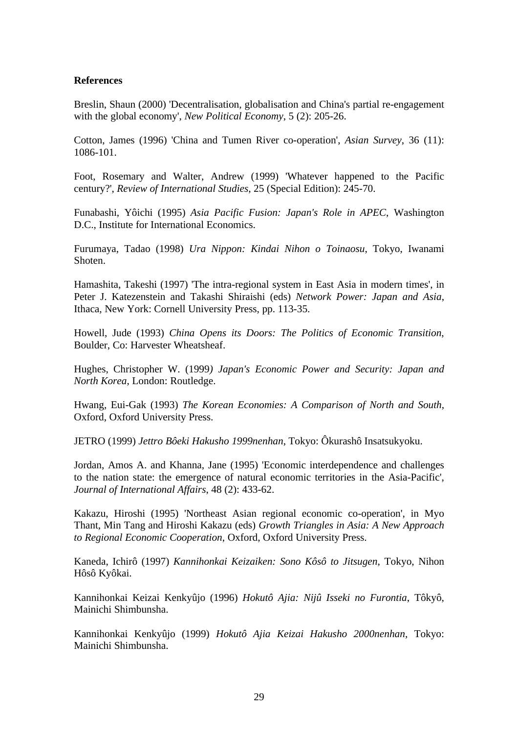**References**

Breslin, Shaun (2000) 'Decentralisation, globalisation and China's partial re-engagement with the global economy', *New Political Economy*, 5 (2): 205-26.

Cotton, James (1996) 'China and Tumen River co-operation', *Asian Survey*, 36 (11): 1086-101.

Foot, Rosemary and Walter, Andrew (1999) 'Whatever happened to the Pacific century?', *Review of International Studies*, 25 (Special Edition): 245-70.

Funabashi, Yôichi (1995) *Asia Pacific Fusion: Japan's Role in APEC*, Washington D.C., Institute for International Economics.

Furumaya, Tadao (1998) *Ura Nippon: Kindai Nihon o Toinaosu*, Tokyo, Iwanami Shoten.

Hamashita, Takeshi (1997) 'The intra-regional system in East Asia in modern times', in Peter J. Katezenstein and Takashi Shiraishi (eds) *Network Power: Japan and Asia*, Ithaca, New York: Cornell University Press, pp. 113-35.

Howell, Jude (1993) *China Opens its Doors: The Politics of Economic Transition*, Boulder, Co: Harvester Wheatsheaf.

Hughes, Christopher W. (1999*) Japan's Economic Power and Security: Japan and North Korea*, London: Routledge.

Hwang, Eui-Gak (1993) *The Korean Economies: A Comparison of North and South*, Oxford, Oxford University Press.

JETRO (1999) *Jettro Bôeki Hakusho 1999nenhan*, Tokyo: Ôkurashô Insatsukyoku.

Jordan, Amos A. and Khanna, Jane (1995) 'Economic interdependence and challenges to the nation state: the emergence of natural economic territories in the Asia-Pacific', *Journal of International Affairs*, 48 (2): 433-62.

Kakazu, Hiroshi (1995) 'Northeast Asian regional economic co-operation', in Myo Thant, Min Tang and Hiroshi Kakazu (eds) *Growth Triangles in Asia: A New Approach to Regional Economic Cooperation*, Oxford, Oxford University Press.

Kaneda, Ichirô (1997) *Kannihonkai Keizaiken: Sono Kôsô to Jitsugen*, Tokyo, Nihon Hôsô Kyôkai.

Kannihonkai Keizai Kenkyûjo (1996) *Hokutô Ajia: Nijû Isseki no Furontia*, Tôkyô, Mainichi Shimbunsha.

Kannihonkai Kenkyûjo (1999) *Hokutô Ajia Keizai Hakusho 2000nenhan*, Tokyo: Mainichi Shimbunsha.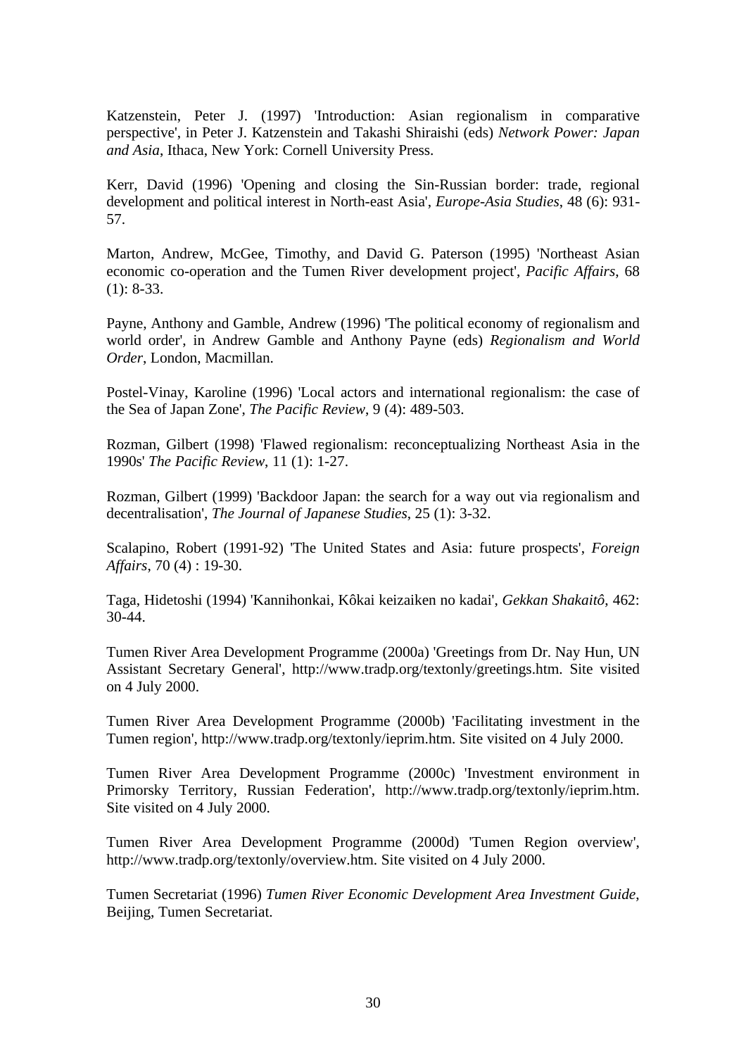Katzenstein, Peter J. (1997) 'Introduction: Asian regionalism in comparative perspective', in Peter J. Katzenstein and Takashi Shiraishi (eds) *Network Power: Japan and Asia*, Ithaca, New York: Cornell University Press.

Kerr, David (1996) 'Opening and closing the Sin-Russian border: trade, regional development and political interest in North-east Asia', *Europe-Asia Studies*, 48 (6): 931-57.

Marton, Andrew, McGee, Timothy, and David G. Paterson (1995) 'Northeast Asian economic co-operation and the Tumen River development project', *Pacific Affairs*, 68 (1): 8-33.

Payne, Anthony and Gamble, Andrew (1996) 'The political economy of regionalism and world order', in Andrew Gamble and Anthony Payne (eds) *Regionalism and World Order*, London, Macmillan.

Postel-Vinay, Karoline (1996) 'Local actors and international regionalism: the case of the Sea of Japan Zone', *The Pacific Review*, 9 (4): 489-503.

Rozman, Gilbert (1998) 'Flawed regionalism: reconceptualizing Northeast Asia in the 1990s' *The Pacific Review*, 11 (1): 1-27.

Rozman, Gilbert (1999) 'Backdoor Japan: the search for a way out via regionalism and decentralisation', *The Journal of Japanese Studies*, 25 (1): 3-32.

Scalapino, Robert (1991-92) 'The United States and Asia: future prospects', *Foreign Affairs*, 70 (4) : 19-30.

Taga, Hidetoshi (1994) 'Kannihonkai, Kôkai keizaiken no kadai', *Gekkan Shakaitô*, 462: 30-44.

Tumen River Area Development Programme (2000a) 'Greetings from Dr. Nay Hun, UN Assistant Secretary General', http://www.tradp.org/textonly/greetings.htm. Site visited on 4 July 2000.

Tumen River Area Development Programme (2000b) 'Facilitating investment in the Tumen region', http://www.tradp.org/textonly/ieprim.htm. Site visited on 4 July 2000.

Tumen River Area Development Programme (2000c) 'Investment environment in Primorsky Territory, Russian Federation', http://www.tradp.org/textonly/ieprim.htm. Site visited on 4 July 2000.

Tumen River Area Development Programme (2000d) 'Tumen Region overview', http://www.tradp.org/textonly/overview.htm. Site visited on 4 July 2000.

Tumen Secretariat (1996) *Tumen River Economic Development Area Investment Guide*, Beijing, Tumen Secretariat.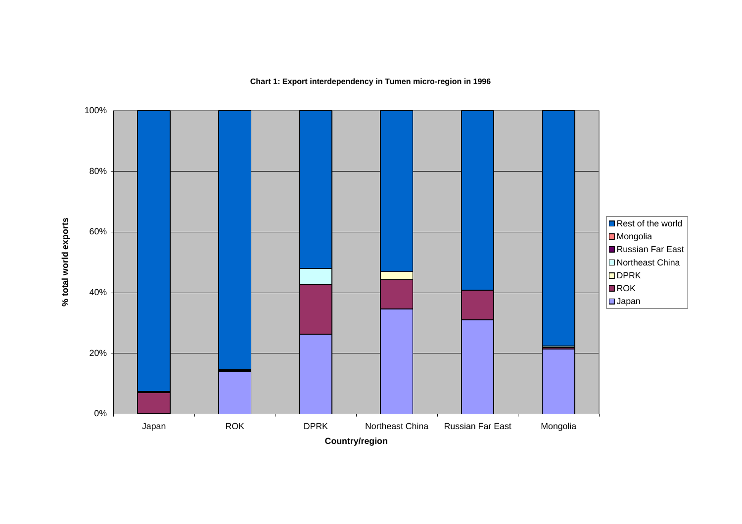**Chart 1: Export interdependency in Tumen micro-region in 1996**

% total world exports

Country/region

Japan | ROK | DPRK | Northeast China | Russian Far East | Mongolia

Legend: Rest of the world, Mongolia, Russian Far East, Northeast China, DPRK, ROK, Japan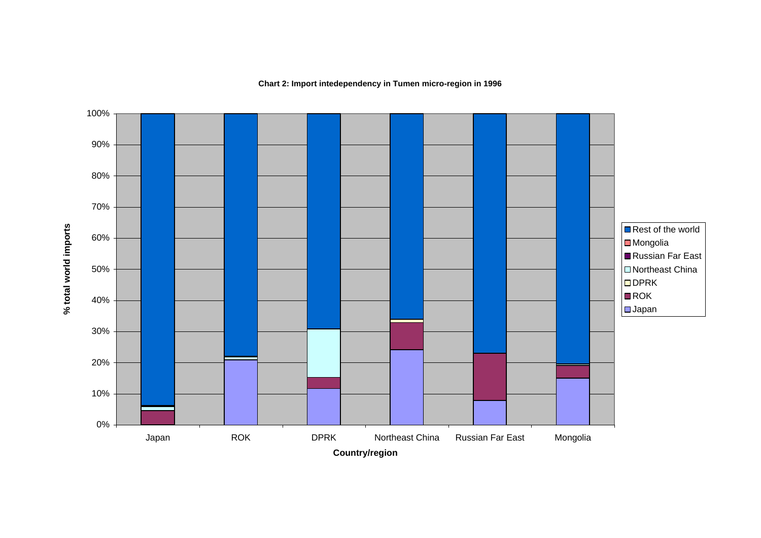**Chart 2: Import intedependency in Tumen micro-region in 1996**

% total world imports

Country/region: Japan, ROK, DPRK, Northeast China, Russian Far East, Mongolia

Legend: Rest of the world, Mongolia, Russian Far East, Northeast China, DPRK, ROK, Japan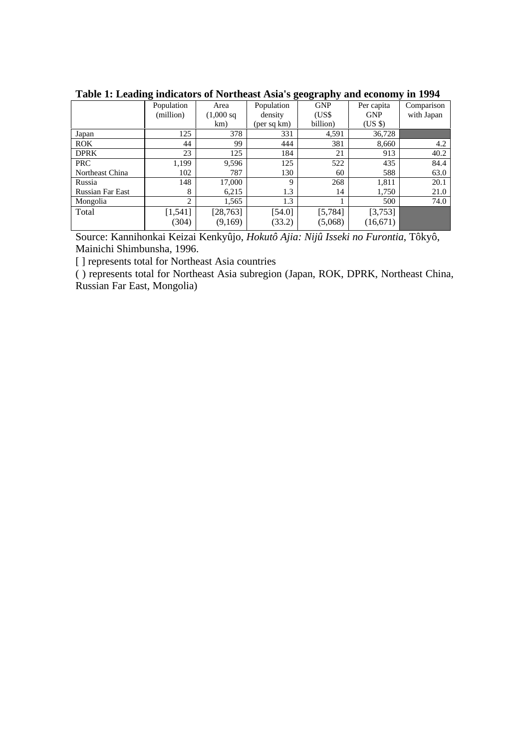**Table 1: Leading indicators of Northeast Asia's geography and economy in 1994**

| | Population (million) | Area (1,000 sq km) | Population density (per sq km) | GNP (US$ billion) | Per capita GNP (US $) | Comparison with Japan |
|---|---|---|---|---|---|---|
| Japan | 125 | 378 | 331 | 4,591 | 36,728 | |
| ROK | 44 | 99 | 444 | 381 | 8,660 | 4.2 |
| DPRK | 23 | 125 | 184 | 21 | 913 | 40.2 |
| PRC | 1,199 | 9,596 | 125 | 522 | 435 | 84.4 |
| Northeast China | 102 | 787 | 130 | 60 | 588 | 63.0 |
| Russia | 148 | 17,000 | 9 | 268 | 1,811 | 20.1 |
| Russian Far East | 8 | 6,215 | 1.3 | 14 | 1,750 | 21.0 |
| Mongolia | 2 | 1,565 | 1.3 | 1 | 500 | 74.0 |
| Total | [1,541] (304) | [28,763] (9,169) | [54.0] (33.2) | [5,784] (5,068) | [3,753] (16,671) | |

Source: Kannihonkai Keizai Kenkyûjo, *Hokutô Ajia: Nijû Isseki no Furontia*, Tôkyô, Mainichi Shimbunsha, 1996.

[ ] represents total for Northeast Asia countries

( ) represents total for Northeast Asia subregion (Japan, ROK, DPRK, Northeast China, Russian Far East, Mongolia)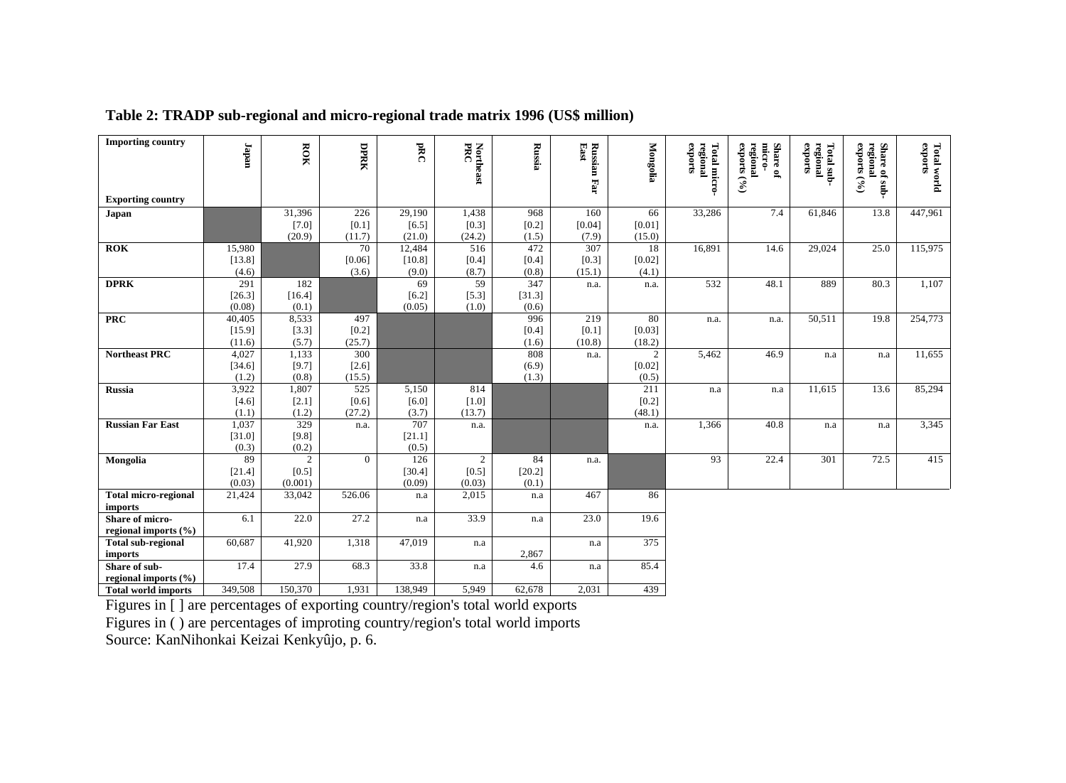**Table 2: TRADP sub-regional and micro-regional trade matrix 1996 (US$ million)**

| Importing country / Exporting country | Japan | ROK | DPRK | pRC | Northeast PRC | Russia | Russian Far East | Mongolia | Total micro-regional exports | Share of micro-regional exports (%) | Total sub-regional exports | Share of sub-regional exports (%) | Total world exports |
|---|---|---|---|---|---|---|---|---|---|---|---|---|---|
| **Japan** | | 31,396 [7.0] (20.9) | 226 [0.1] (11.7) | 29,190 [6.5] (21.0) | 1,438 [0.3] (24.2) | 968 [0.2] (1.5) | 160 [0.04] (7.9) | 66 [0.01] (15.0) | 33,286 | 7.4 | 61,846 | 13.8 | 447,961 |
| **ROK** | 15,980 [13.8] (4.6) | | 70 [0.06] (3.6) | 12,484 [10.8] (9.0) | 516 [0.4] (8.7) | 472 [0.4] (0.8) | 307 [0.3] (15.1) | 18 [0.02] (4.1) | 16,891 | 14.6 | 29,024 | 25.0 | 115,975 |
| **DPRK** | 291 [26.3] (0.08) | 182 [16.4] (0.1) | | 69 [6.2] (0.05) | 59 [5.3] (1.0) | 347 [31.3] (0.6) | n.a. | n.a. | 532 | 48.1 | 889 | 80.3 | 1,107 |
| **PRC** | 40,405 [15.9] (11.6) | 8,533 [3.3] (5.7) | 497 [0.2] (25.7) | | | 996 [0.4] (1.6) | 219 [0.1] (10.8) | 80 [0.03] (18.2) | n.a. | n.a. | 50,511 | 19.8 | 254,773 |
| **Northeast PRC** | 4,027 [34.6] (1.2) | 1,133 [9.7] (0.8) | 300 [2.6] (15.5) | | | 808 (6.9) (1.3) | n.a. | 2 [0.02] (0.5) | 5,462 | 46.9 | n.a | n.a | 11,655 |
| **Russia** | 3,922 [4.6] (1.1) | 1,807 [2.1] (1.2) | 525 [0.6] (27.2) | 5,150 [6.0] (3.7) | 814 [1.0] (13.7) | | | 211 [0.2] (48.1) | n.a | n.a | 11,615 | 13.6 | 85,294 |
| **Russian Far East** | 1,037 [31.0] (0.3) | 329 [9.8] (0.2) | n.a. | 707 [21.1] (0.5) | n.a. | | | n.a. | 1,366 | 40.8 | n.a | n.a | 3,345 |
| **Mongolia** | 89 [21.4] (0.03) | 2 [0.5] (0.001) | 0 | 126 [30.4] (0.09) | 2 [0.5] (0.03) | 84 [20.2] (0.1) | n.a. | | 93 | 22.4 | 301 | 72.5 | 415 |
| **Total micro-regional imports** | 21,424 | 33,042 | 526.06 | n.a | 2,015 | n.a | 467 | 86 | | | | | |
| **Share of micro-regional imports (%)** | 6.1 | 22.0 | 27.2 | n.a | 33.9 | n.a | 23.0 | 19.6 | | | | | |
| **Total sub-regional imports** | 60,687 | 41,920 | 1,318 | 47,019 | n.a | 2,867 | n.a | 375 | | | | | |
| **Share of sub-regional imports (%)** | 17.4 | 27.9 | 68.3 | 33.8 | n.a | 4.6 | n.a | 85.4 | | | | | |
| **Total world imports** | 349,508 | 150,370 | 1,931 | 138,949 | 5,949 | 62,678 | 2,031 | 439 | | | | | |

Figures in [ ] are percentages of exporting country/region's total world exports

Figures in ( ) are percentages of improting country/region's total world imports

Source: KanNihonkai Keizai Kenkyûjo, p. 6.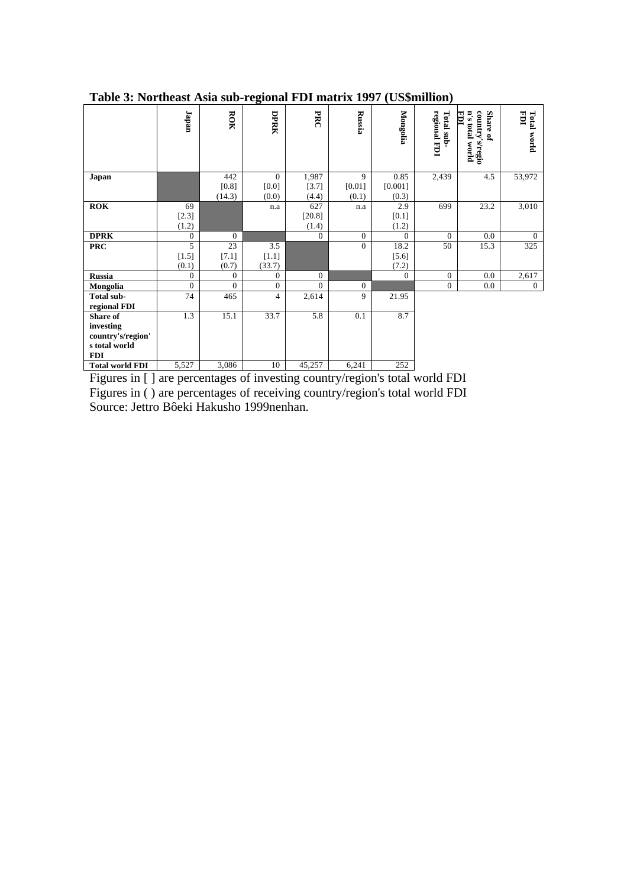**Table 3: Northeast Asia sub-regional FDI matrix 1997 (US$million)**

| | Japan | ROK | DPRK | PRC | Russia | Mongolia | Total sub-regional FDI | Share of country's/region's total world FDI | Total world FDI |
|---|---|---|---|---|---|---|---|---|---|
| **Japan** | | 442 [0.8] (14.3) | 0 [0.0] (0.0) | 1,987 [3.7] (4.4) | 9 [0.01] (0.1) | 0.85 [0.001] (0.3) | 2,439 | 4.5 | 53,972 |
| **ROK** | 69 [2.3] (1.2) | | n.a | 627 [20.8] (1.4) | n.a | 2.9 [0.1] (1.2) | 699 | 23.2 | 3,010 |
| **DPRK** | 0 | 0 | | 0 | 0 | 0 | 0 | 0.0 | 0 |
| **PRC** | 5 [1.5] (0.1) | 23 [7.1] (0.7) | 3.5 [1.1] (33.7) | | | 0 | 18.2 [5.6] (7.2) | 50 | 15.3 | 325 |
| **Russia** | 0 | 0 | 0 | 0 | | 0 | 0 | 0.0 | 2,617 |
| **Mongolia** | 0 | 0 | 0 | 0 | 0 | | 0 | 0.0 | 0 |
| **Total sub-regional FDI** | 74 | 465 | 4 | 2,614 | 9 | 21.95 | | | |
| **Share of investing country's/region's total world FDI** | 1.3 | 15.1 | 33.7 | 5.8 | 0.1 | 8.7 | | | |
| **Total world FDI** | 5,527 | 3,086 | 10 | 45,257 | 6,241 | 252 | | | |

Figures in [ ] are percentages of investing country/region's total world FDI
Figures in ( ) are percentages of receiving country/region's total world FDI
Source: Jettro Bôeki Hakusho 1999nenhan.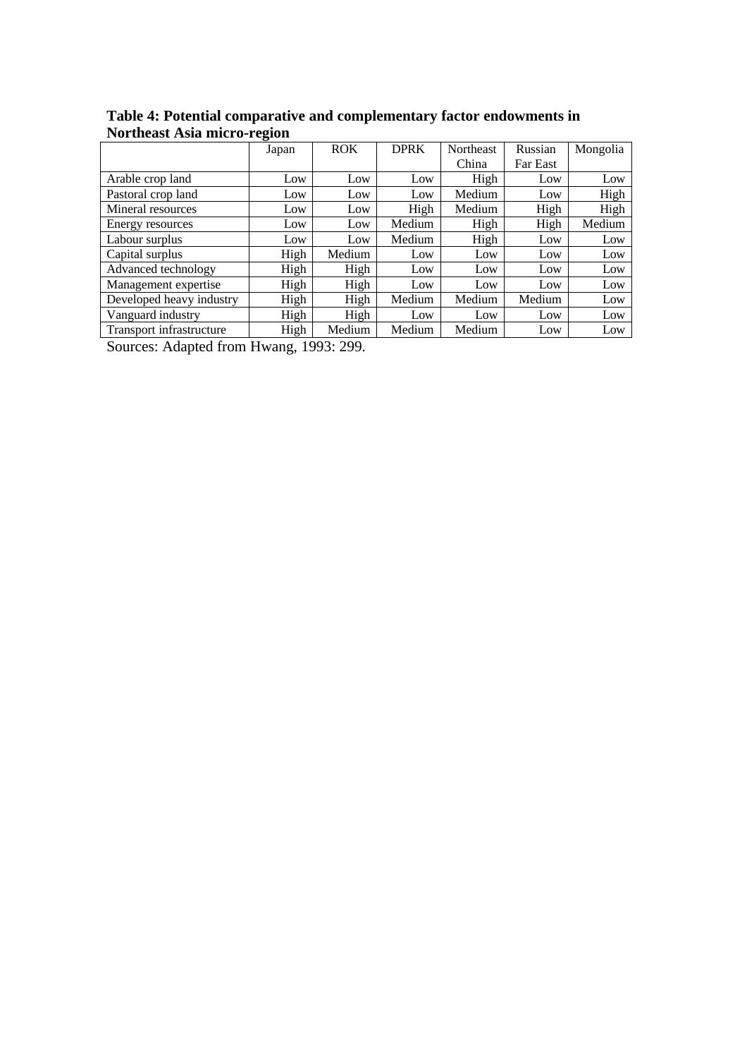**Table 4: Potential comparative and complementary factor endowments in Northeast Asia micro-region**

| | Japan | ROK | DPRK | Northeast China | Russian Far East | Mongolia |
|---|---|---|---|---|---|---|
| Arable crop land | Low | Low | Low | High | Low | Low |
| Pastoral crop land | Low | Low | Low | Medium | Low | High |
| Mineral resources | Low | Low | High | Medium | High | High |
| Energy resources | Low | Low | Medium | High | High | Medium |
| Labour surplus | Low | Low | Medium | High | Low | Low |
| Capital surplus | High | Medium | Low | Low | Low | Low |
| Advanced technology | High | High | Low | Low | Low | Low |
| Management expertise | High | High | Low | Low | Low | Low |
| Developed heavy industry | High | High | Medium | Medium | Medium | Low |
| Vanguard industry | High | High | Low | Low | Low | Low |
| Transport infrastructure | High | Medium | Medium | Medium | Low | Low |

Sources: Adapted from Hwang, 1993: 299.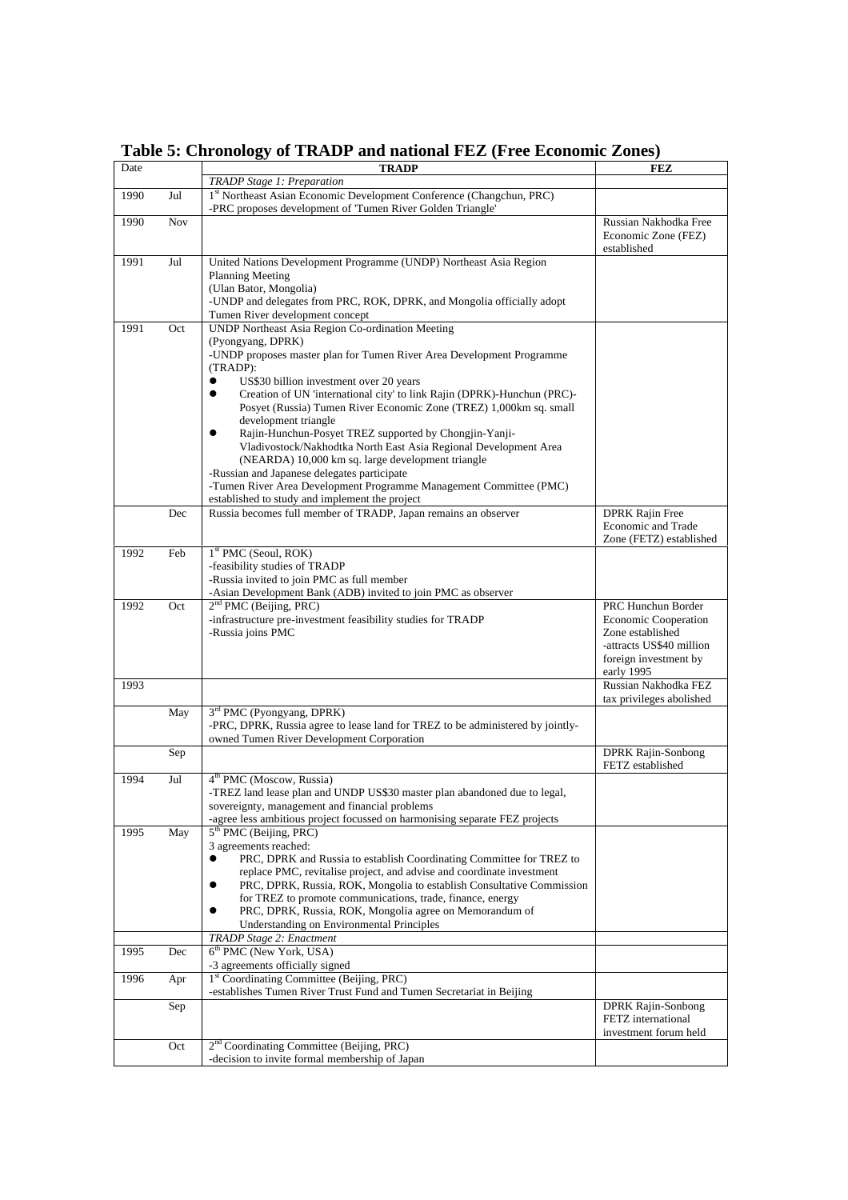**Table 5: Chronology of TRADP and national FEZ (Free Economic Zones)**

| Date | | TRADP | FEZ |
|---|---|---|---|
| | | *TRADP Stage 1: Preparation* | |
| 1990 | Jul | 1st Northeast Asian Economic Development Conference (Changchun, PRC)<br>-PRC proposes development of 'Tumen River Golden Triangle' | |
| 1990 | Nov | | Russian Nakhodka Free Economic Zone (FEZ) established |
| 1991 | Jul | United Nations Development Programme (UNDP) Northeast Asia Region Planning Meeting<br>(Ulan Bator, Mongolia)<br>-UNDP and delegates from PRC, ROK, DPRK, and Mongolia officially adopt Tumen River development concept | |
| 1991 | Oct | UNDP Northeast Asia Region Co-ordination Meeting<br>(Pyongyang, DPRK)<br>-UNDP proposes master plan for Tumen River Area Development Programme (TRADP):<br>• US$30 billion investment over 20 years<br>• Creation of UN 'international city' to link Rajin (DPRK)-Hunchun (PRC)-Posyet (Russia) Tumen River Economic Zone (TREZ) 1,000km sq. small development triangle<br>• Rajin-Hunchun-Posyet TREZ supported by Chongjin-Yanji-Vladivostock/Nakhodtka North East Asia Regional Development Area (NEARDA) 10,000 km sq. large development triangle<br>-Russian and Japanese delegates participate<br>-Tumen River Area Development Programme Management Committee (PMC) established to study and implement the project | |
| | Dec | Russia becomes full member of TRADP, Japan remains an observer | DPRK Rajin Free Economic and Trade Zone (FETZ) established |
| 1992 | Feb | 1st PMC (Seoul, ROK)<br>-feasibility studies of TRADP<br>-Russia invited to join PMC as full member<br>-Asian Development Bank (ADB) invited to join PMC as observer | |
| 1992 | Oct | 2nd PMC (Beijing, PRC)<br>-infrastructure pre-investment feasibility studies for TRADP<br>-Russia joins PMC | PRC Hunchun Border Economic Cooperation Zone established<br>-attracts US$40 million foreign investment by early 1995 |
| 1993 | | | Russian Nakhodka FEZ tax privileges abolished |
| | May | 3rd PMC (Pyongyang, DPRK)<br>-PRC, DPRK, Russia agree to lease land for TREZ to be administered by jointly-owned Tumen River Development Corporation | |
| | Sep | | DPRK Rajin-Sonbong FETZ established |
| 1994 | Jul | 4th PMC (Moscow, Russia)<br>-TREZ land lease plan and UNDP US$30 master plan abandoned due to legal, sovereignty, management and financial problems<br>-agree less ambitious project focussed on harmonising separate FEZ projects | |
| 1995 | May | 5th PMC (Beijing, PRC)<br>3 agreements reached:<br>• PRC, DPRK and Russia to establish Coordinating Committee for TREZ to replace PMC, revitalise project, and advise and coordinate investment<br>• PRC, DPRK, Russia, ROK, Mongolia to establish Consultative Commission for TREZ to promote communications, trade, finance, energy<br>• PRC, DPRK, Russia, ROK, Mongolia agree on Memorandum of Understanding on Environmental Principles | |
| | | *TRADP Stage 2: Enactment* | |
| 1995 | Dec | 6th PMC (New York, USA)<br>-3 agreements officially signed | |
| 1996 | Apr | 1st Coordinating Committee (Beijing, PRC)<br>-establishes Tumen River Trust Fund and Tumen Secretariat in Beijing | |
| | Sep | | DPRK Rajin-Sonbong FETZ international investment forum held |
| | Oct | 2nd Coordinating Committee (Beijing, PRC)<br>-decision to invite formal membership of Japan | |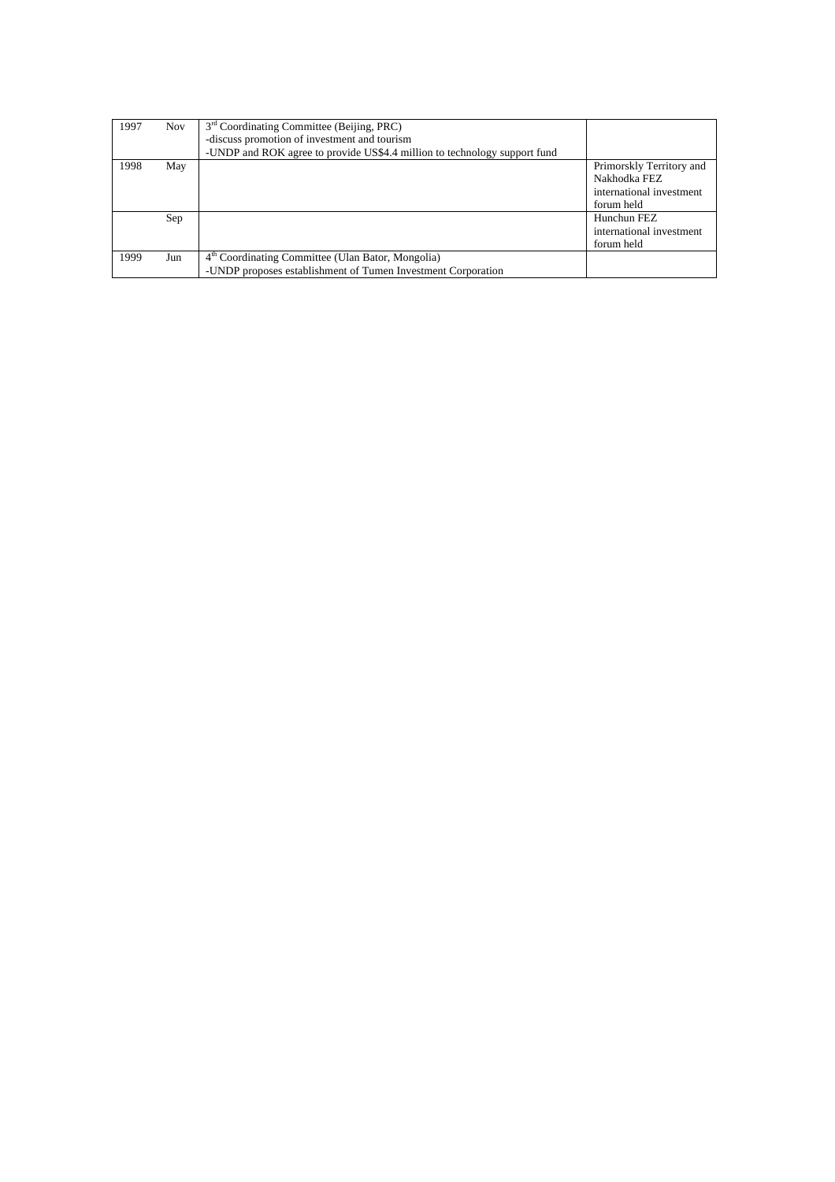| | | | |
|---|---|---|---|
| 1997 | Nov | 3rd Coordinating Committee (Beijing, PRC)<br>-discuss promotion of investment and tourism<br>-UNDP and ROK agree to provide US$4.4 million to technology support fund | |
| 1998 | May | | Primorskly Territory and Nakhodka FEZ international investment forum held |
| | Sep | | Hunchun FEZ international investment forum held |
| 1999 | Jun | 4th Coordinating Committee (Ulan Bator, Mongolia)<br>-UNDP proposes establishment of Tumen Investment Corporation | |